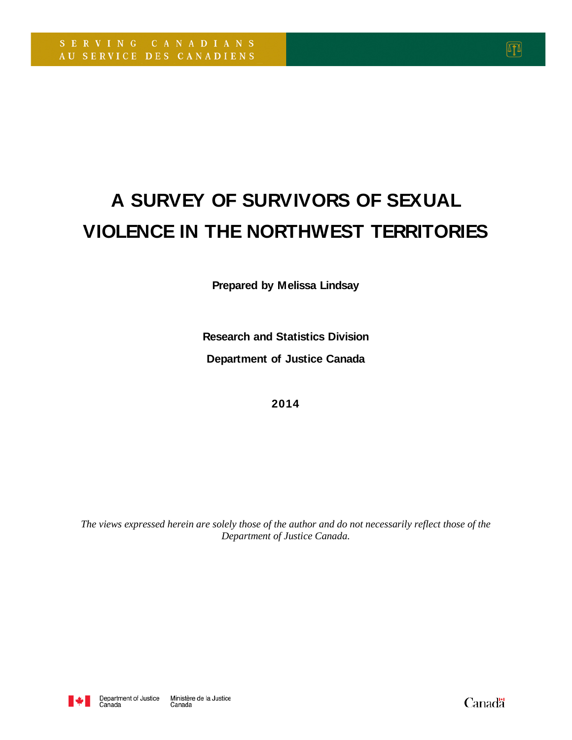SERVING CANADIANS
AU SERVICE DES CANADIENS

# A SURVEY OF SURVIVORS OF SEXUAL VIOLENCE IN THE NORTHWEST TERRITORIES

**Prepared by Melissa Lindsay**

**Research and Statistics Division**

**Department of Justice Canada**

**2014**

*The views expressed herein are solely those of the author and do not necessarily reflect those of the Department of Justice Canada.*

Department of Justice Canada | Ministère de la Justice Canada

Canada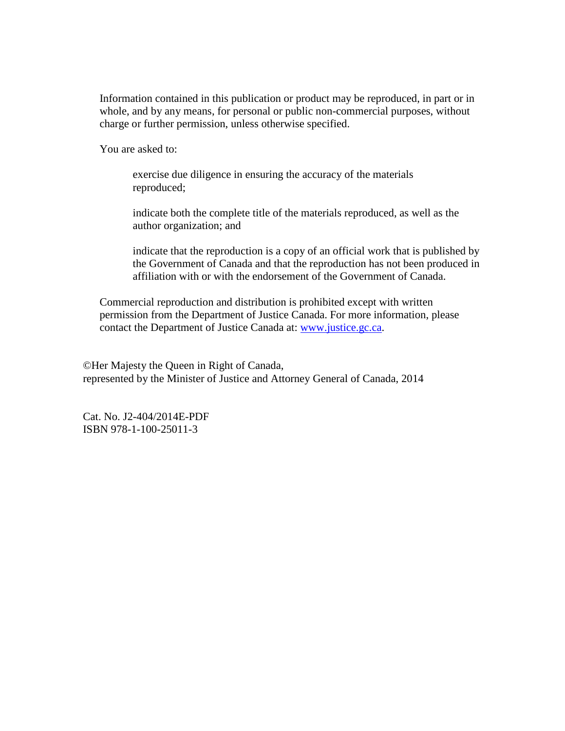Information contained in this publication or product may be reproduced, in part or in whole, and by any means, for personal or public non-commercial purposes, without charge or further permission, unless otherwise specified.

You are asked to:

> exercise due diligence in ensuring the accuracy of the materials reproduced;
>
> indicate both the complete title of the materials reproduced, as well as the author organization; and
>
> indicate that the reproduction is a copy of an official work that is published by the Government of Canada and that the reproduction has not been produced in affiliation with or with the endorsement of the Government of Canada.

Commercial reproduction and distribution is prohibited except with written permission from the Department of Justice Canada. For more information, please contact the Department of Justice Canada at: [www.justice.gc.ca](http://www.justice.gc.ca).

©Her Majesty the Queen in Right of Canada,
represented by the Minister of Justice and Attorney General of Canada, 2014

Cat. No. J2-404/2014E-PDF
ISBN 978-1-100-25011-3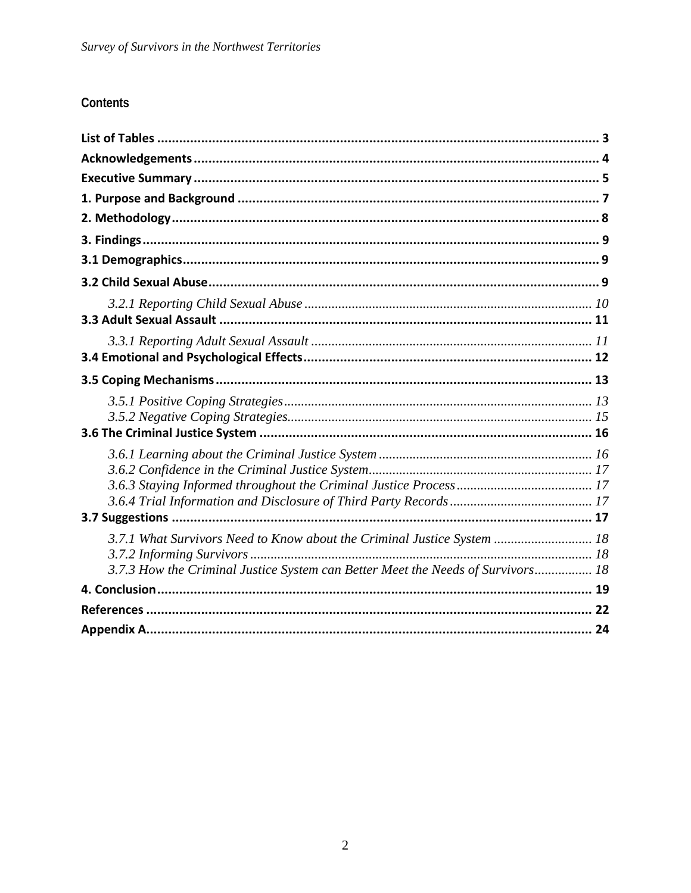## Contents

**List of Tables** ........................................................................................................ 3
**Acknowledgements** .................................................................................................. 4
**Executive Summary** .................................................................................................. 5
**1. Purpose and Background** .................................................................................... 7
**2. Methodology** ....................................................................................................... 8
**3. Findings** ............................................................................................................. 9
**3.1 Demographics** .................................................................................................... 9
**3.2 Child Sexual Abuse** ............................................................................................ 9

*3.2.1 Reporting Child Sexual Abuse* .................................................................... 10

**3.3 Adult Sexual Assault** ........................................................................................ 11

*3.3.1 Reporting Adult Sexual Assault* .................................................................. 11

**3.4 Emotional and Psychological Effects** ............................................................... 12
**3.5 Coping Mechanisms** ......................................................................................... 13

*3.5.1 Positive Coping Strategies* .......................................................................... 13
*3.5.2 Negative Coping Strategies* ......................................................................... 15

**3.6 The Criminal Justice System** ............................................................................ 16

*3.6.1 Learning about the Criminal Justice System* ............................................... 16
*3.6.2 Confidence in the Criminal Justice System* ................................................. 17
*3.6.3 Staying Informed throughout the Criminal Justice Process* ......................... 17
*3.6.4 Trial Information and Disclosure of Third Party Records* ........................... 17

**3.7 Suggestions** ...................................................................................................... 17

*3.7.1 What Survivors Need to Know about the Criminal Justice System* ............. 18
*3.7.2 Informing Survivors* .................................................................................... 18
*3.7.3 How the Criminal Justice System can Better Meet the Needs of Survivors* ................. 18

**4. Conclusion** ......................................................................................................... 19
**References** ........................................................................................................... 22
**Appendix A** .......................................................................................................... 24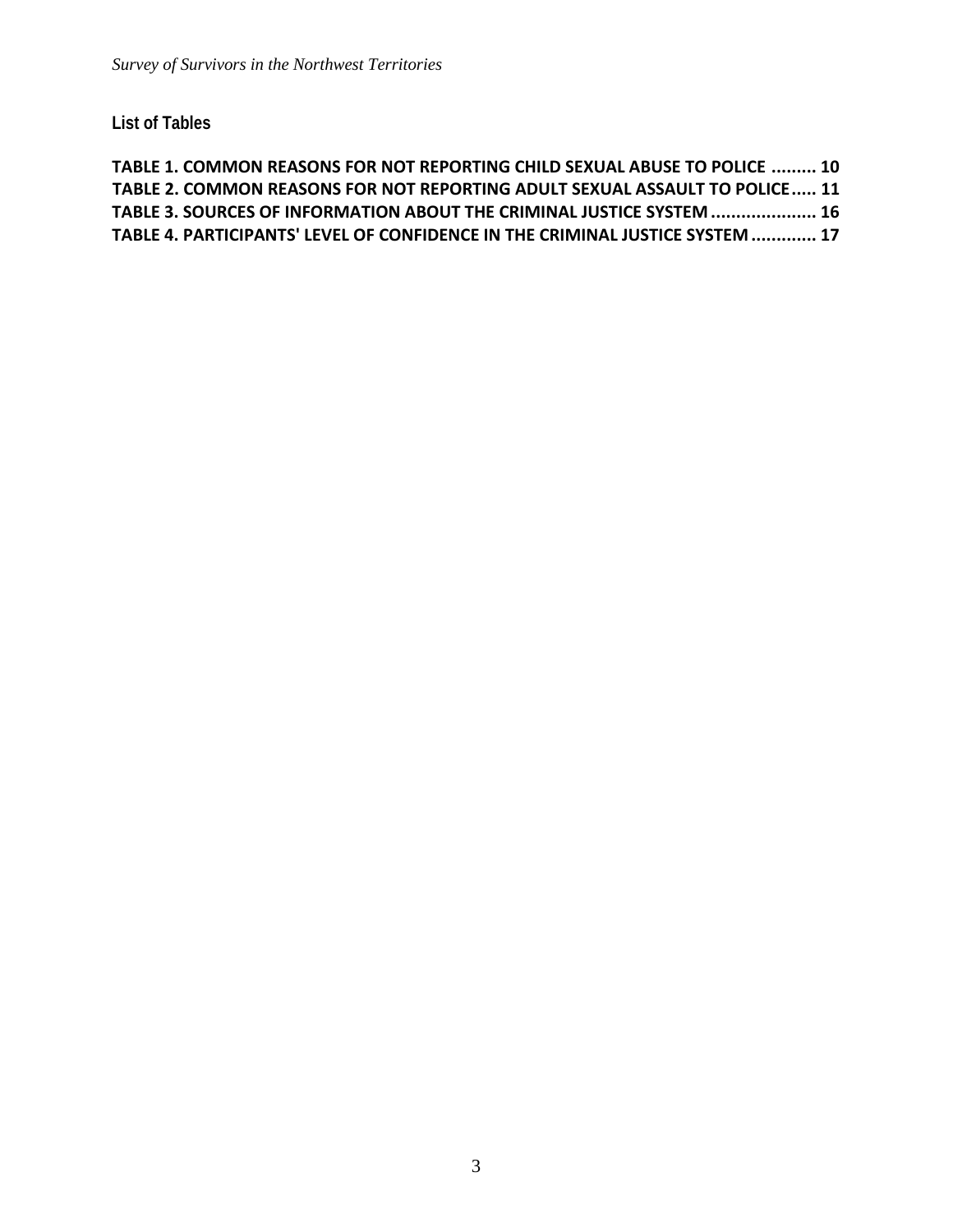**List of Tables**

TABLE 1. COMMON REASONS FOR NOT REPORTING CHILD SEXUAL ABUSE TO POLICE ......... 10
TABLE 2. COMMON REASONS FOR NOT REPORTING ADULT SEXUAL ASSAULT TO POLICE..... 11
TABLE 3. SOURCES OF INFORMATION ABOUT THE CRIMINAL JUSTICE SYSTEM ..................... 16
TABLE 4. PARTICIPANTS' LEVEL OF CONFIDENCE IN THE CRIMINAL JUSTICE SYSTEM ............. 17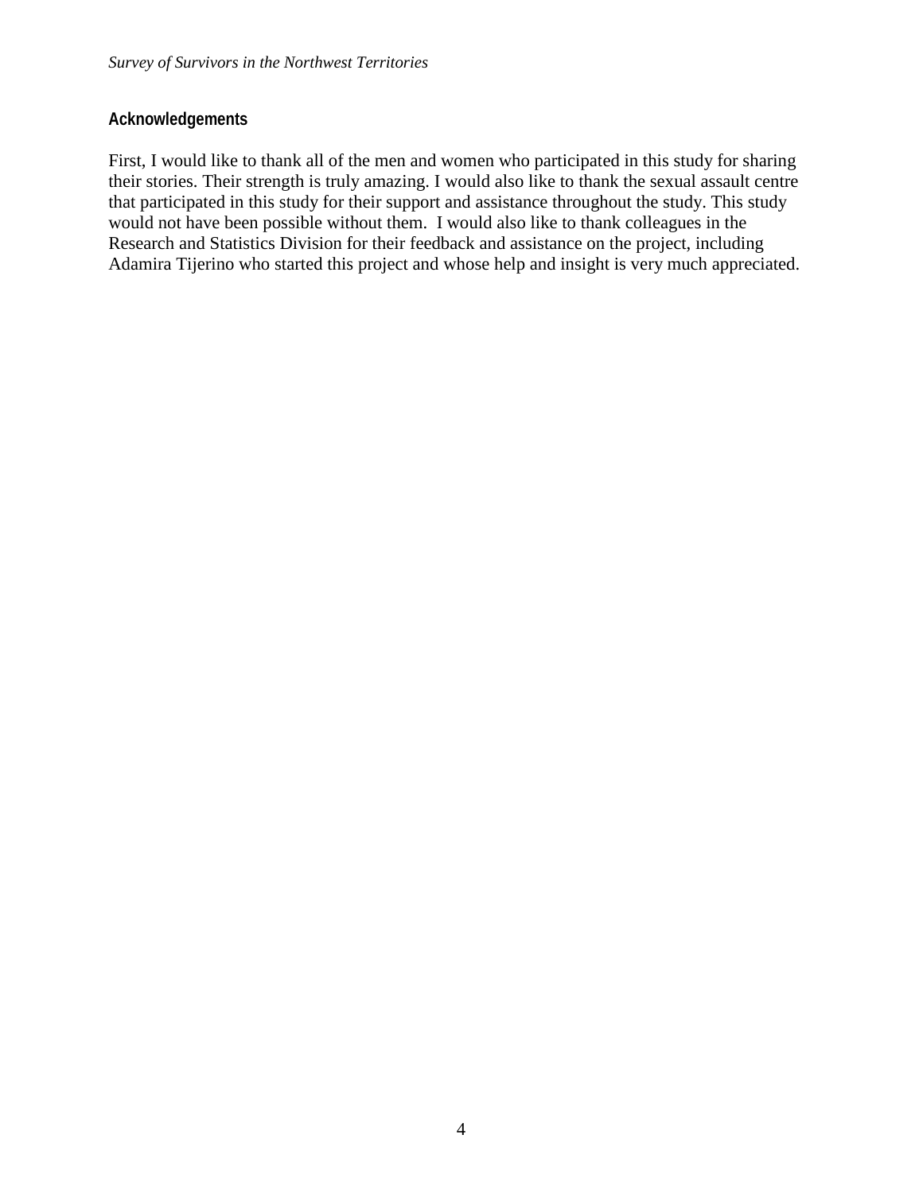## Acknowledgements

First, I would like to thank all of the men and women who participated in this study for sharing their stories. Their strength is truly amazing. I would also like to thank the sexual assault centre that participated in this study for their support and assistance throughout the study. This study would not have been possible without them. I would also like to thank colleagues in the Research and Statistics Division for their feedback and assistance on the project, including Adamira Tijerino who started this project and whose help and insight is very much appreciated.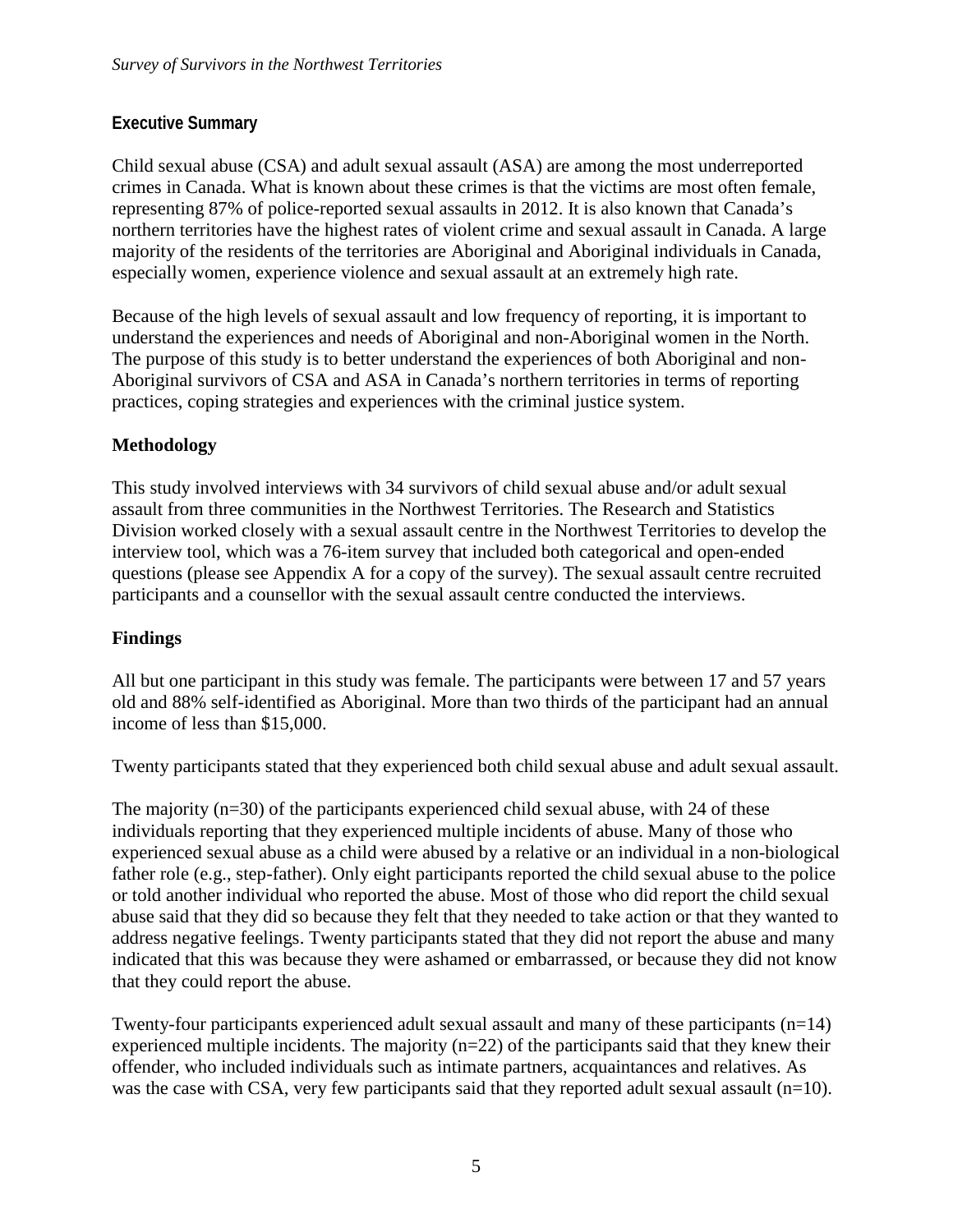## Executive Summary

Child sexual abuse (CSA) and adult sexual assault (ASA) are among the most underreported crimes in Canada. What is known about these crimes is that the victims are most often female, representing 87% of police-reported sexual assaults in 2012. It is also known that Canada's northern territories have the highest rates of violent crime and sexual assault in Canada. A large majority of the residents of the territories are Aboriginal and Aboriginal individuals in Canada, especially women, experience violence and sexual assault at an extremely high rate.

Because of the high levels of sexual assault and low frequency of reporting, it is important to understand the experiences and needs of Aboriginal and non-Aboriginal women in the North. The purpose of this study is to better understand the experiences of both Aboriginal and non-Aboriginal survivors of CSA and ASA in Canada's northern territories in terms of reporting practices, coping strategies and experiences with the criminal justice system.

### Methodology

This study involved interviews with 34 survivors of child sexual abuse and/or adult sexual assault from three communities in the Northwest Territories. The Research and Statistics Division worked closely with a sexual assault centre in the Northwest Territories to develop the interview tool, which was a 76-item survey that included both categorical and open-ended questions (please see Appendix A for a copy of the survey). The sexual assault centre recruited participants and a counsellor with the sexual assault centre conducted the interviews.

### Findings

All but one participant in this study was female. The participants were between 17 and 57 years old and 88% self-identified as Aboriginal. More than two thirds of the participant had an annual income of less than $15,000.

Twenty participants stated that they experienced both child sexual abuse and adult sexual assault.

The majority (n=30) of the participants experienced child sexual abuse, with 24 of these individuals reporting that they experienced multiple incidents of abuse. Many of those who experienced sexual abuse as a child were abused by a relative or an individual in a non-biological father role (e.g., step-father). Only eight participants reported the child sexual abuse to the police or told another individual who reported the abuse. Most of those who did report the child sexual abuse said that they did so because they felt that they needed to take action or that they wanted to address negative feelings. Twenty participants stated that they did not report the abuse and many indicated that this was because they were ashamed or embarrassed, or because they did not know that they could report the abuse.

Twenty-four participants experienced adult sexual assault and many of these participants (n=14) experienced multiple incidents. The majority (n=22) of the participants said that they knew their offender, who included individuals such as intimate partners, acquaintances and relatives. As was the case with CSA, very few participants said that they reported adult sexual assault (n=10).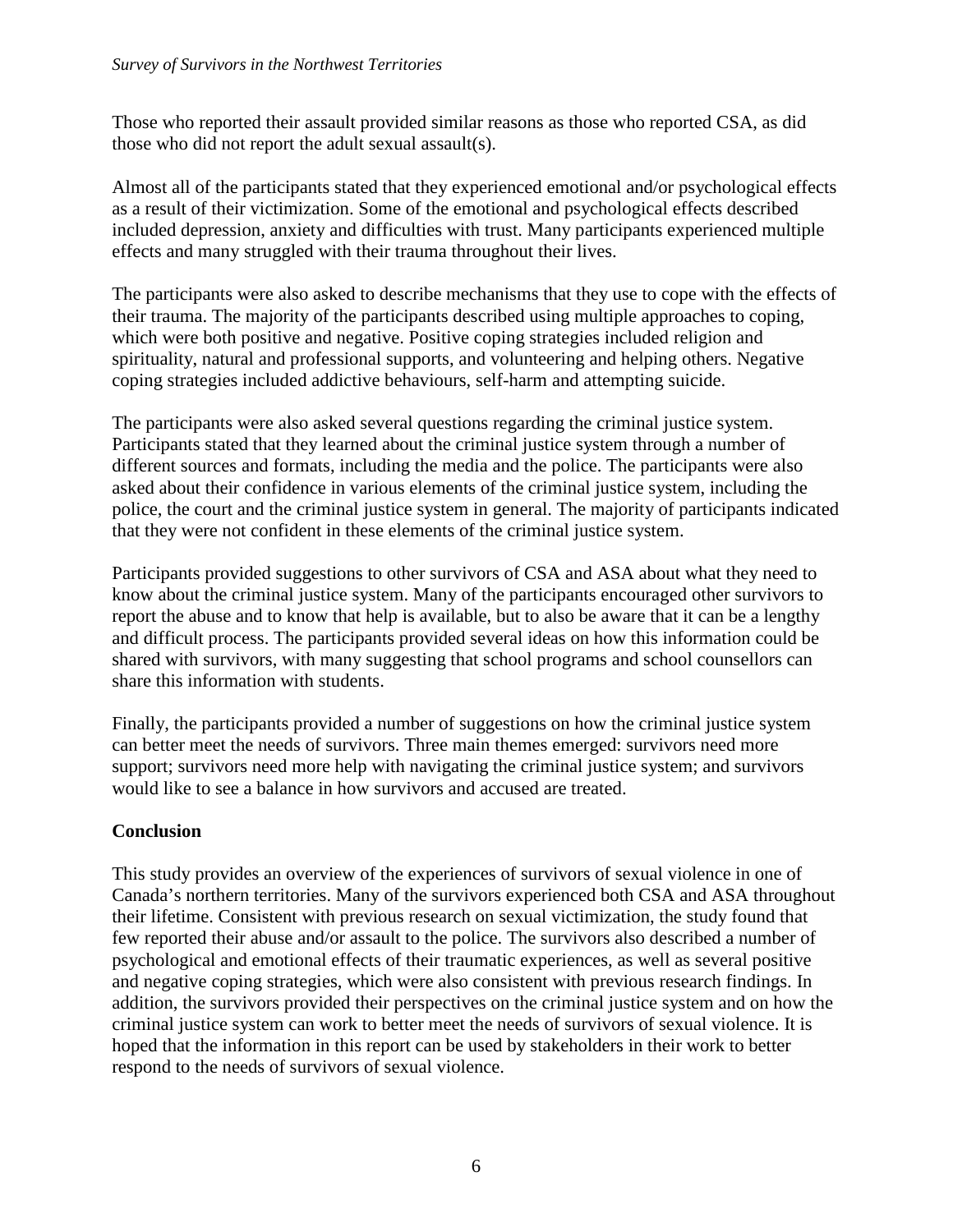Those who reported their assault provided similar reasons as those who reported CSA, as did those who did not report the adult sexual assault(s).

Almost all of the participants stated that they experienced emotional and/or psychological effects as a result of their victimization. Some of the emotional and psychological effects described included depression, anxiety and difficulties with trust. Many participants experienced multiple effects and many struggled with their trauma throughout their lives.

The participants were also asked to describe mechanisms that they use to cope with the effects of their trauma. The majority of the participants described using multiple approaches to coping, which were both positive and negative. Positive coping strategies included religion and spirituality, natural and professional supports, and volunteering and helping others. Negative coping strategies included addictive behaviours, self-harm and attempting suicide.

The participants were also asked several questions regarding the criminal justice system. Participants stated that they learned about the criminal justice system through a number of different sources and formats, including the media and the police. The participants were also asked about their confidence in various elements of the criminal justice system, including the police, the court and the criminal justice system in general. The majority of participants indicated that they were not confident in these elements of the criminal justice system.

Participants provided suggestions to other survivors of CSA and ASA about what they need to know about the criminal justice system. Many of the participants encouraged other survivors to report the abuse and to know that help is available, but to also be aware that it can be a lengthy and difficult process. The participants provided several ideas on how this information could be shared with survivors, with many suggesting that school programs and school counsellors can share this information with students.

Finally, the participants provided a number of suggestions on how the criminal justice system can better meet the needs of survivors. Three main themes emerged: survivors need more support; survivors need more help with navigating the criminal justice system; and survivors would like to see a balance in how survivors and accused are treated.

**Conclusion**

This study provides an overview of the experiences of survivors of sexual violence in one of Canada's northern territories. Many of the survivors experienced both CSA and ASA throughout their lifetime. Consistent with previous research on sexual victimization, the study found that few reported their abuse and/or assault to the police. The survivors also described a number of psychological and emotional effects of their traumatic experiences, as well as several positive and negative coping strategies, which were also consistent with previous research findings. In addition, the survivors provided their perspectives on the criminal justice system and on how the criminal justice system can work to better meet the needs of survivors of sexual violence. It is hoped that the information in this report can be used by stakeholders in their work to better respond to the needs of survivors of sexual violence.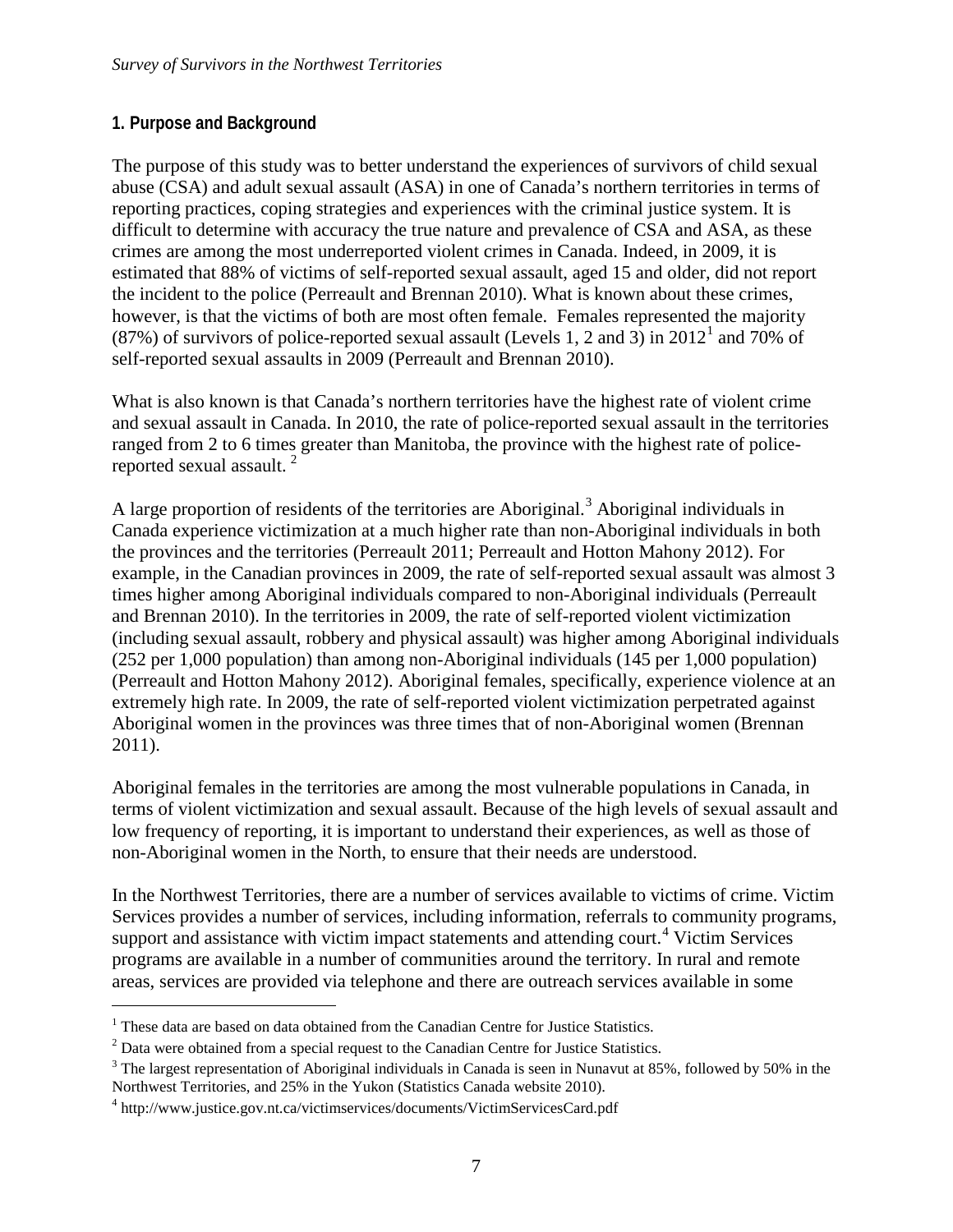## 1. Purpose and Background

The purpose of this study was to better understand the experiences of survivors of child sexual abuse (CSA) and adult sexual assault (ASA) in one of Canada's northern territories in terms of reporting practices, coping strategies and experiences with the criminal justice system. It is difficult to determine with accuracy the true nature and prevalence of CSA and ASA, as these crimes are among the most underreported violent crimes in Canada. Indeed, in 2009, it is estimated that 88% of victims of self-reported sexual assault, aged 15 and older, did not report the incident to the police (Perreault and Brennan 2010). What is known about these crimes, however, is that the victims of both are most often female. Females represented the majority (87%) of survivors of police-reported sexual assault (Levels 1, 2 and 3) in 2012[1] and 70% of self-reported sexual assaults in 2009 (Perreault and Brennan 2010).

What is also known is that Canada's northern territories have the highest rate of violent crime and sexual assault in Canada. In 2010, the rate of police-reported sexual assault in the territories ranged from 2 to 6 times greater than Manitoba, the province with the highest rate of police-reported sexual assault.[2]

A large proportion of residents of the territories are Aboriginal.[3] Aboriginal individuals in Canada experience victimization at a much higher rate than non-Aboriginal individuals in both the provinces and the territories (Perreault 2011; Perreault and Hotton Mahony 2012). For example, in the Canadian provinces in 2009, the rate of self-reported sexual assault was almost 3 times higher among Aboriginal individuals compared to non-Aboriginal individuals (Perreault and Brennan 2010). In the territories in 2009, the rate of self-reported violent victimization (including sexual assault, robbery and physical assault) was higher among Aboriginal individuals (252 per 1,000 population) than among non-Aboriginal individuals (145 per 1,000 population) (Perreault and Hotton Mahony 2012). Aboriginal females, specifically, experience violence at an extremely high rate. In 2009, the rate of self-reported violent victimization perpetrated against Aboriginal women in the provinces was three times that of non-Aboriginal women (Brennan 2011).

Aboriginal females in the territories are among the most vulnerable populations in Canada, in terms of violent victimization and sexual assault. Because of the high levels of sexual assault and low frequency of reporting, it is important to understand their experiences, as well as those of non-Aboriginal women in the North, to ensure that their needs are understood.

In the Northwest Territories, there are a number of services available to victims of crime. Victim Services provides a number of services, including information, referrals to community programs, support and assistance with victim impact statements and attending court.[4] Victim Services programs are available in a number of communities around the territory. In rural and remote areas, services are provided via telephone and there are outreach services available in some

---

[1] These data are based on data obtained from the Canadian Centre for Justice Statistics.

[2] Data were obtained from a special request to the Canadian Centre for Justice Statistics.

[3] The largest representation of Aboriginal individuals in Canada is seen in Nunavut at 85%, followed by 50% in the Northwest Territories, and 25% in the Yukon (Statistics Canada website 2010).

[4] http://www.justice.gov.nt.ca/victimservices/documents/VictimServicesCard.pdf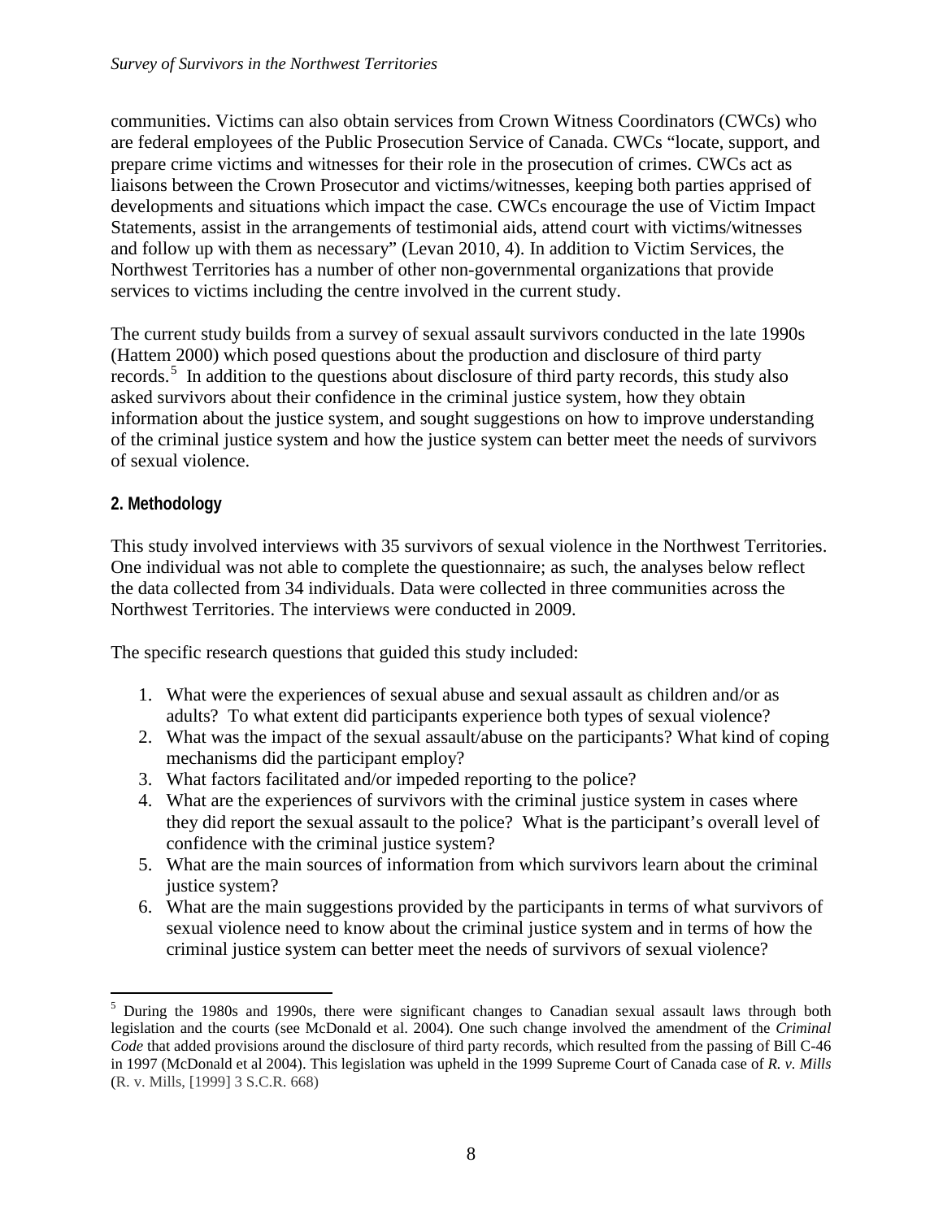communities. Victims can also obtain services from Crown Witness Coordinators (CWCs) who are federal employees of the Public Prosecution Service of Canada. CWCs "locate, support, and prepare crime victims and witnesses for their role in the prosecution of crimes. CWCs act as liaisons between the Crown Prosecutor and victims/witnesses, keeping both parties apprised of developments and situations which impact the case. CWCs encourage the use of Victim Impact Statements, assist in the arrangements of testimonial aids, attend court with victims/witnesses and follow up with them as necessary" (Levan 2010, 4). In addition to Victim Services, the Northwest Territories has a number of other non-governmental organizations that provide services to victims including the centre involved in the current study.

The current study builds from a survey of sexual assault survivors conducted in the late 1990s (Hattem 2000) which posed questions about the production and disclosure of third party records.[5] In addition to the questions about disclosure of third party records, this study also asked survivors about their confidence in the criminal justice system, how they obtain information about the justice system, and sought suggestions on how to improve understanding of the criminal justice system and how the justice system can better meet the needs of survivors of sexual violence.

## 2. Methodology

This study involved interviews with 35 survivors of sexual violence in the Northwest Territories. One individual was not able to complete the questionnaire; as such, the analyses below reflect the data collected from 34 individuals. Data were collected in three communities across the Northwest Territories. The interviews were conducted in 2009.

The specific research questions that guided this study included:

1. What were the experiences of sexual abuse and sexual assault as children and/or as adults? To what extent did participants experience both types of sexual violence?
2. What was the impact of the sexual assault/abuse on the participants? What kind of coping mechanisms did the participant employ?
3. What factors facilitated and/or impeded reporting to the police?
4. What are the experiences of survivors with the criminal justice system in cases where they did report the sexual assault to the police? What is the participant's overall level of confidence with the criminal justice system?
5. What are the main sources of information from which survivors learn about the criminal justice system?
6. What are the main suggestions provided by the participants in terms of what survivors of sexual violence need to know about the criminal justice system and in terms of how the criminal justice system can better meet the needs of survivors of sexual violence?

---

[5] During the 1980s and 1990s, there were significant changes to Canadian sexual assault laws through both legislation and the courts (see McDonald et al. 2004). One such change involved the amendment of the *Criminal Code* that added provisions around the disclosure of third party records, which resulted from the passing of Bill C-46 in 1997 (McDonald et al 2004). This legislation was upheld in the 1999 Supreme Court of Canada case of *R. v. Mills* (R. v. Mills, [1999] 3 S.C.R. 668)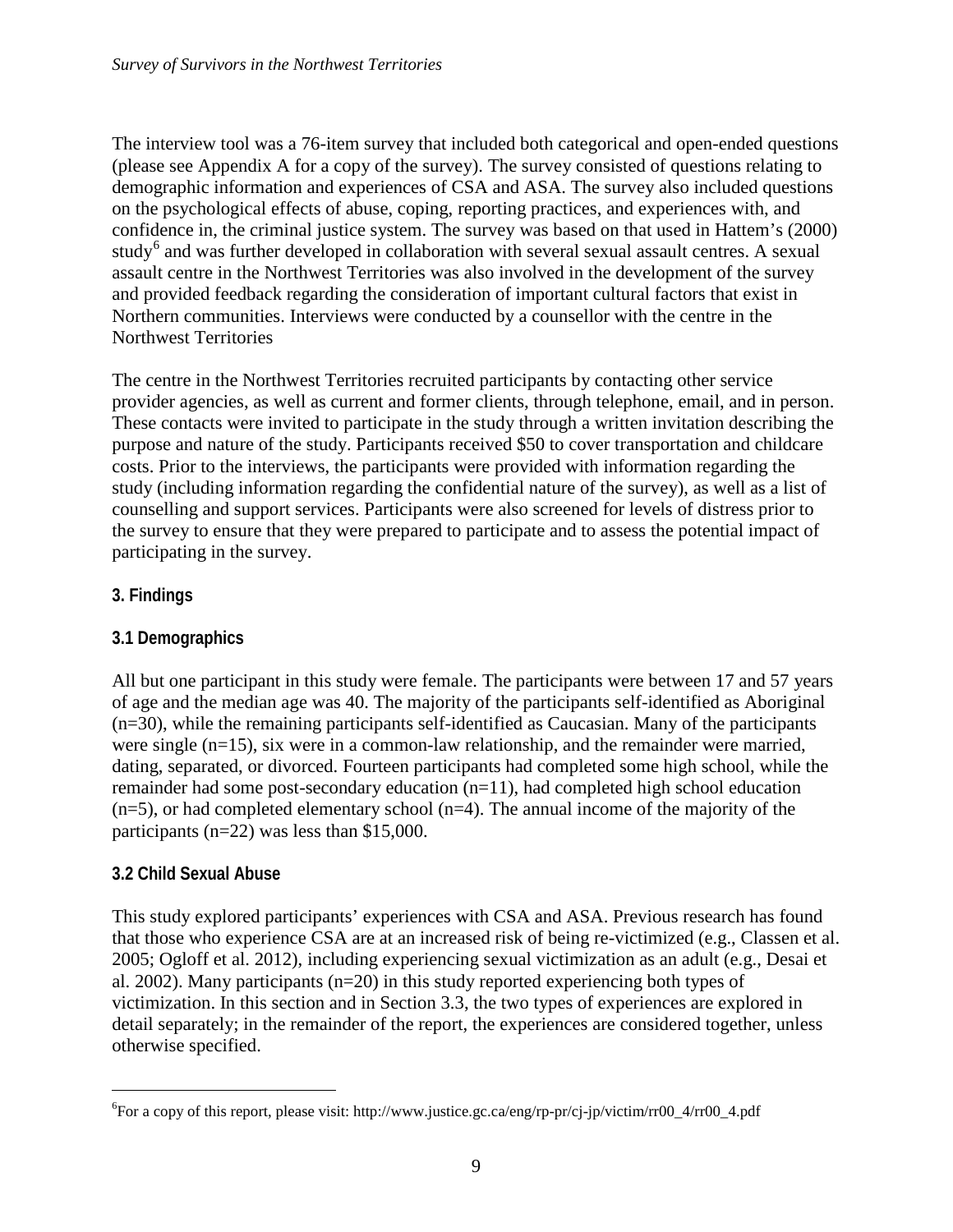The interview tool was a 76-item survey that included both categorical and open-ended questions (please see Appendix A for a copy of the survey). The survey consisted of questions relating to demographic information and experiences of CSA and ASA. The survey also included questions on the psychological effects of abuse, coping, reporting practices, and experiences with, and confidence in, the criminal justice system. The survey was based on that used in Hattem's (2000) study[6] and was further developed in collaboration with several sexual assault centres. A sexual assault centre in the Northwest Territories was also involved in the development of the survey and provided feedback regarding the consideration of important cultural factors that exist in Northern communities. Interviews were conducted by a counsellor with the centre in the Northwest Territories

The centre in the Northwest Territories recruited participants by contacting other service provider agencies, as well as current and former clients, through telephone, email, and in person. These contacts were invited to participate in the study through a written invitation describing the purpose and nature of the study. Participants received $50 to cover transportation and childcare costs. Prior to the interviews, the participants were provided with information regarding the study (including information regarding the confidential nature of the survey), as well as a list of counselling and support services. Participants were also screened for levels of distress prior to the survey to ensure that they were prepared to participate and to assess the potential impact of participating in the survey.

## 3. Findings

### 3.1 Demographics

All but one participant in this study were female. The participants were between 17 and 57 years of age and the median age was 40. The majority of the participants self-identified as Aboriginal (n=30), while the remaining participants self-identified as Caucasian. Many of the participants were single (n=15), six were in a common-law relationship, and the remainder were married, dating, separated, or divorced. Fourteen participants had completed some high school, while the remainder had some post-secondary education (n=11), had completed high school education (n=5), or had completed elementary school (n=4). The annual income of the majority of the participants (n=22) was less than $15,000.

### 3.2 Child Sexual Abuse

This study explored participants' experiences with CSA and ASA. Previous research has found that those who experience CSA are at an increased risk of being re-victimized (e.g., Classen et al. 2005; Ogloff et al. 2012), including experiencing sexual victimization as an adult (e.g., Desai et al. 2002). Many participants (n=20) in this study reported experiencing both types of victimization. In this section and in Section 3.3, the two types of experiences are explored in detail separately; in the remainder of the report, the experiences are considered together, unless otherwise specified.

---

[6] For a copy of this report, please visit: http://www.justice.gc.ca/eng/rp-pr/cj-jp/victim/rr00_4/rr00_4.pdf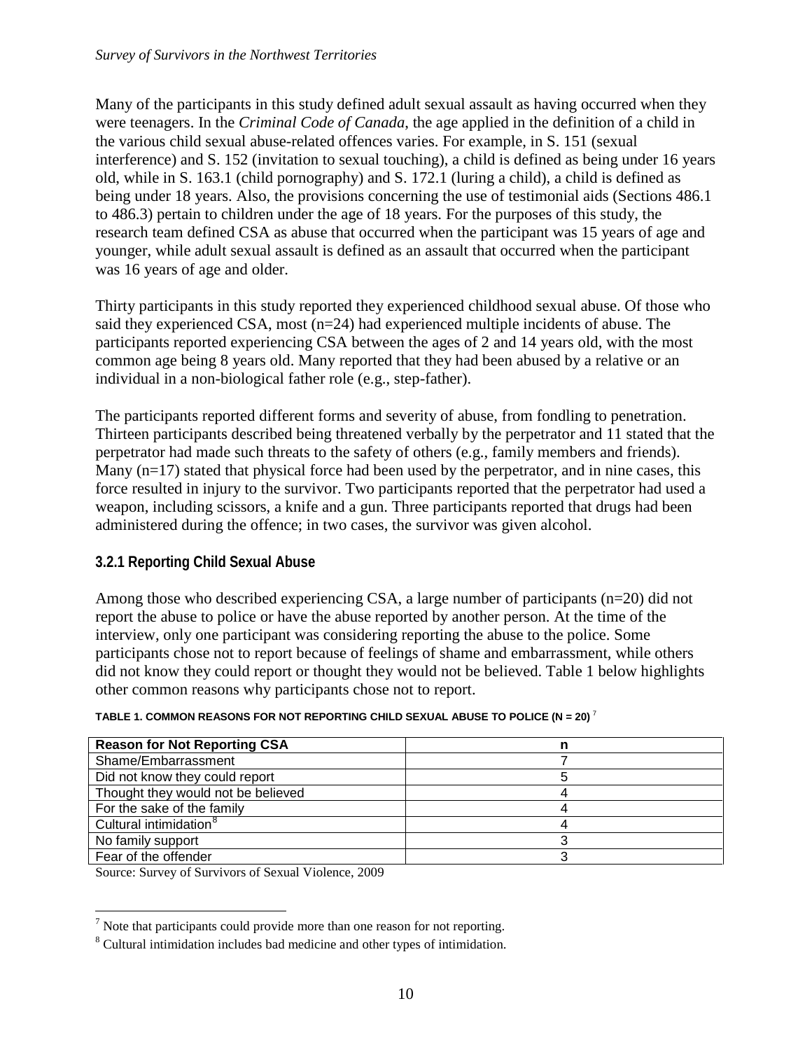Many of the participants in this study defined adult sexual assault as having occurred when they were teenagers. In the *Criminal Code of Canada*, the age applied in the definition of a child in the various child sexual abuse-related offences varies. For example, in S. 151 (sexual interference) and S. 152 (invitation to sexual touching), a child is defined as being under 16 years old, while in S. 163.1 (child pornography) and S. 172.1 (luring a child), a child is defined as being under 18 years. Also, the provisions concerning the use of testimonial aids (Sections 486.1 to 486.3) pertain to children under the age of 18 years. For the purposes of this study, the research team defined CSA as abuse that occurred when the participant was 15 years of age and younger, while adult sexual assault is defined as an assault that occurred when the participant was 16 years of age and older.

Thirty participants in this study reported they experienced childhood sexual abuse. Of those who said they experienced CSA, most (n=24) had experienced multiple incidents of abuse. The participants reported experiencing CSA between the ages of 2 and 14 years old, with the most common age being 8 years old. Many reported that they had been abused by a relative or an individual in a non-biological father role (e.g., step-father).

The participants reported different forms and severity of abuse, from fondling to penetration. Thirteen participants described being threatened verbally by the perpetrator and 11 stated that the perpetrator had made such threats to the safety of others (e.g., family members and friends). Many (n=17) stated that physical force had been used by the perpetrator, and in nine cases, this force resulted in injury to the survivor. Two participants reported that the perpetrator had used a weapon, including scissors, a knife and a gun. Three participants reported that drugs had been administered during the offence; in two cases, the survivor was given alcohol.

### 3.2.1 Reporting Child Sexual Abuse

Among those who described experiencing CSA, a large number of participants (n=20) did not report the abuse to police or have the abuse reported by another person. At the time of the interview, only one participant was considering reporting the abuse to the police. Some participants chose not to report because of feelings of shame and embarrassment, while others did not know they could report or thought they would not be believed. Table 1 below highlights other common reasons why participants chose not to report.

**TABLE 1. COMMON REASONS FOR NOT REPORTING CHILD SEXUAL ABUSE TO POLICE (N = 20)** [7]

| Reason for Not Reporting CSA | n |
|---|---|
| Shame/Embarrassment | 7 |
| Did not know they could report | 5 |
| Thought they would not be believed | 4 |
| For the sake of the family | 4 |
| Cultural intimidation[8] | 4 |
| No family support | 3 |
| Fear of the offender | 3 |

Source: Survey of Survivors of Sexual Violence, 2009

[7] Note that participants could provide more than one reason for not reporting.

[8] Cultural intimidation includes bad medicine and other types of intimidation.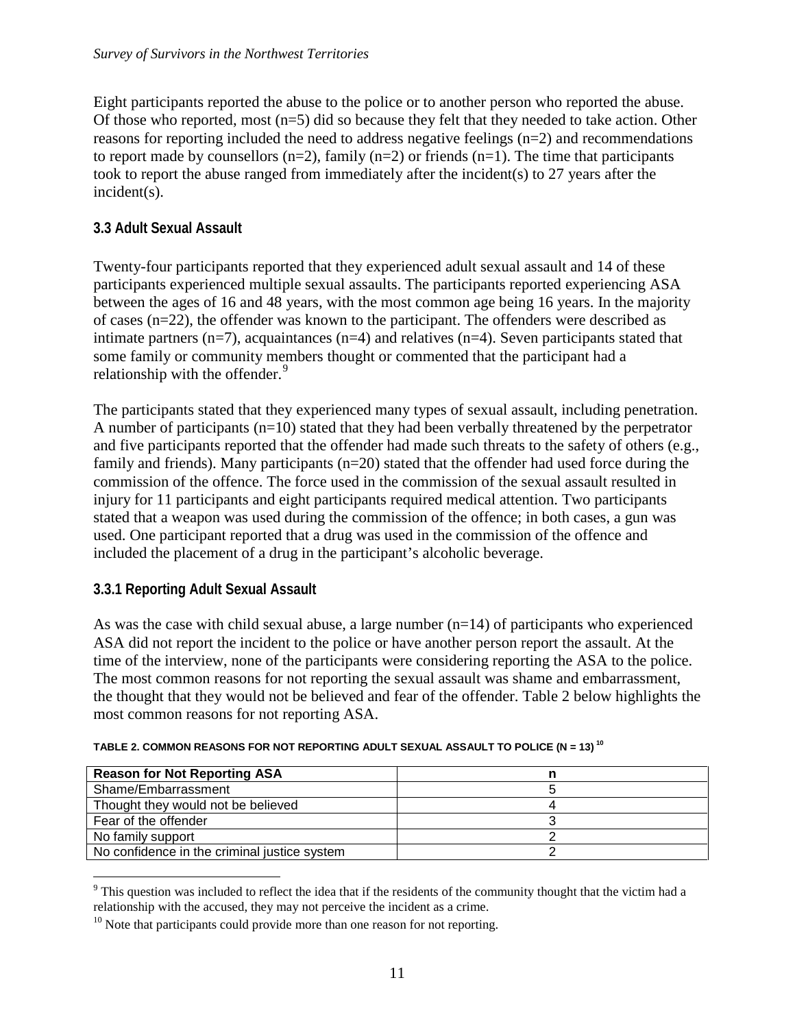Eight participants reported the abuse to the police or to another person who reported the abuse. Of those who reported, most (n=5) did so because they felt that they needed to take action. Other reasons for reporting included the need to address negative feelings (n=2) and recommendations to report made by counsellors (n=2), family (n=2) or friends (n=1). The time that participants took to report the abuse ranged from immediately after the incident(s) to 27 years after the incident(s).

### 3.3 Adult Sexual Assault

Twenty-four participants reported that they experienced adult sexual assault and 14 of these participants experienced multiple sexual assaults. The participants reported experiencing ASA between the ages of 16 and 48 years, with the most common age being 16 years. In the majority of cases (n=22), the offender was known to the participant. The offenders were described as intimate partners (n=7), acquaintances (n=4) and relatives (n=4). Seven participants stated that some family or community members thought or commented that the participant had a relationship with the offender.[9]

The participants stated that they experienced many types of sexual assault, including penetration. A number of participants (n=10) stated that they had been verbally threatened by the perpetrator and five participants reported that the offender had made such threats to the safety of others (e.g., family and friends). Many participants (n=20) stated that the offender had used force during the commission of the offence. The force used in the commission of the sexual assault resulted in injury for 11 participants and eight participants required medical attention. Two participants stated that a weapon was used during the commission of the offence; in both cases, a gun was used. One participant reported that a drug was used in the commission of the offence and included the placement of a drug in the participant's alcoholic beverage.

#### 3.3.1 Reporting Adult Sexual Assault

As was the case with child sexual abuse, a large number (n=14) of participants who experienced ASA did not report the incident to the police or have another person report the assault. At the time of the interview, none of the participants were considering reporting the ASA to the police. The most common reasons for not reporting the sexual assault was shame and embarrassment, the thought that they would not be believed and fear of the offender. Table 2 below highlights the most common reasons for not reporting ASA.

**TABLE 2. COMMON REASONS FOR NOT REPORTING ADULT SEXUAL ASSAULT TO POLICE (N = 13)[10]**

| Reason for Not Reporting ASA | n |
|---|---|
| Shame/Embarrassment | 5 |
| Thought they would not be believed | 4 |
| Fear of the offender | 3 |
| No family support | 2 |
| No confidence in the criminal justice system | 2 |

[9] This question was included to reflect the idea that if the residents of the community thought that the victim had a relationship with the accused, they may not perceive the incident as a crime.

[10] Note that participants could provide more than one reason for not reporting.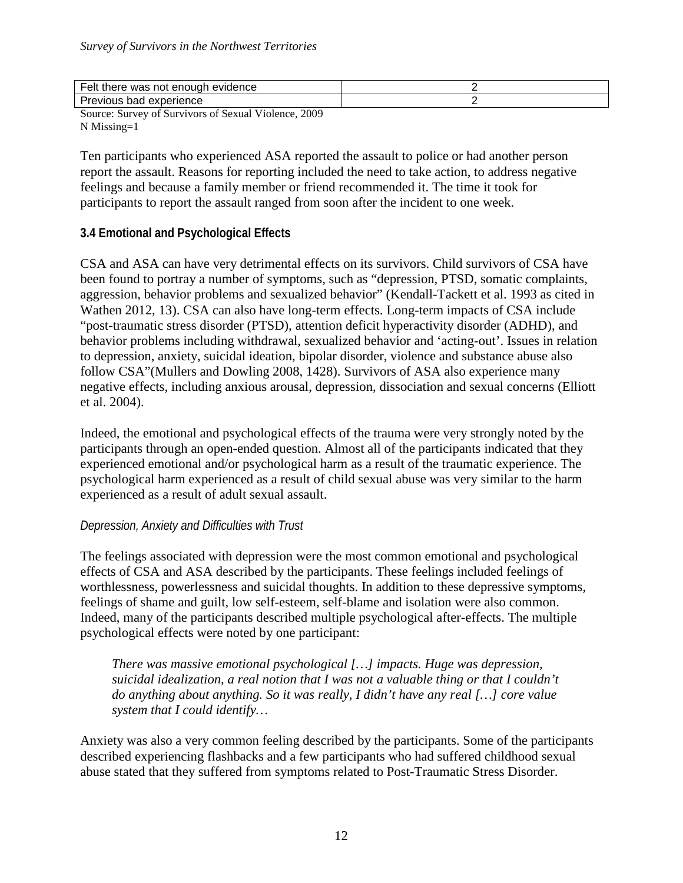| Felt there was not enough evidence | 2 |
| --- | --- |
| Previous bad experience | 2 |

Source: Survey of Survivors of Sexual Violence, 2009
N Missing=1

Ten participants who experienced ASA reported the assault to police or had another person report the assault. Reasons for reporting included the need to take action, to address negative feelings and because a family member or friend recommended it. The time it took for participants to report the assault ranged from soon after the incident to one week.

### 3.4 Emotional and Psychological Effects

CSA and ASA can have very detrimental effects on its survivors. Child survivors of CSA have been found to portray a number of symptoms, such as "depression, PTSD, somatic complaints, aggression, behavior problems and sexualized behavior" (Kendall-Tackett et al. 1993 as cited in Wathen 2012, 13). CSA can also have long-term effects. Long-term impacts of CSA include "post-traumatic stress disorder (PTSD), attention deficit hyperactivity disorder (ADHD), and behavior problems including withdrawal, sexualized behavior and 'acting-out'. Issues in relation to depression, anxiety, suicidal ideation, bipolar disorder, violence and substance abuse also follow CSA"(Mullers and Dowling 2008, 1428). Survivors of ASA also experience many negative effects, including anxious arousal, depression, dissociation and sexual concerns (Elliott et al. 2004).

Indeed, the emotional and psychological effects of the trauma were very strongly noted by the participants through an open-ended question. Almost all of the participants indicated that they experienced emotional and/or psychological harm as a result of the traumatic experience. The psychological harm experienced as a result of child sexual abuse was very similar to the harm experienced as a result of adult sexual assault.

#### *Depression, Anxiety and Difficulties with Trust*

The feelings associated with depression were the most common emotional and psychological effects of CSA and ASA described by the participants. These feelings included feelings of worthlessness, powerlessness and suicidal thoughts. In addition to these depressive symptoms, feelings of shame and guilt, low self-esteem, self-blame and isolation were also common. Indeed, many of the participants described multiple psychological after-effects. The multiple psychological effects were noted by one participant:

> *There was massive emotional psychological […] impacts. Huge was depression, suicidal idealization, a real notion that I was not a valuable thing or that I couldn't do anything about anything. So it was really, I didn't have any real […] core value system that I could identify…*

Anxiety was also a very common feeling described by the participants. Some of the participants described experiencing flashbacks and a few participants who had suffered childhood sexual abuse stated that they suffered from symptoms related to Post-Traumatic Stress Disorder.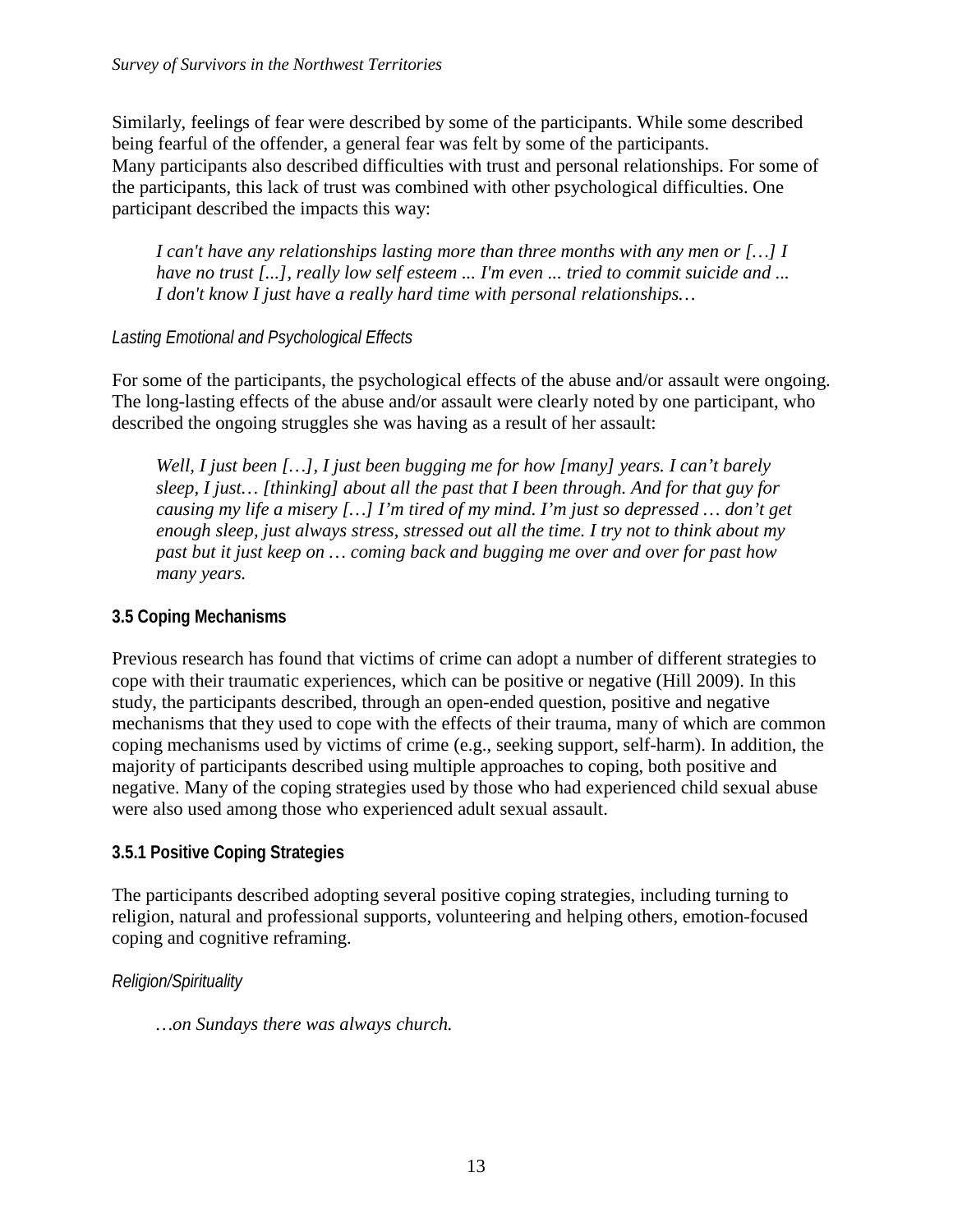Similarly, feelings of fear were described by some of the participants. While some described being fearful of the offender, a general fear was felt by some of the participants. Many participants also described difficulties with trust and personal relationships. For some of the participants, this lack of trust was combined with other psychological difficulties. One participant described the impacts this way:

> *I can't have any relationships lasting more than three months with any men or […] I have no trust [...], really low self esteem ... I'm even ... tried to commit suicide and ... I don't know I just have a really hard time with personal relationships…*

*Lasting Emotional and Psychological Effects*

For some of the participants, the psychological effects of the abuse and/or assault were ongoing. The long-lasting effects of the abuse and/or assault were clearly noted by one participant, who described the ongoing struggles she was having as a result of her assault:

> *Well, I just been […], I just been bugging me for how [many] years. I can't barely sleep, I just… [thinking] about all the past that I been through. And for that guy for causing my life a misery […] I'm tired of my mind. I'm just so depressed … don't get enough sleep, just always stress, stressed out all the time. I try not to think about my past but it just keep on … coming back and bugging me over and over for past how many years.*

### 3.5 Coping Mechanisms

Previous research has found that victims of crime can adopt a number of different strategies to cope with their traumatic experiences, which can be positive or negative (Hill 2009). In this study, the participants described, through an open-ended question, positive and negative mechanisms that they used to cope with the effects of their trauma, many of which are common coping mechanisms used by victims of crime (e.g., seeking support, self-harm). In addition, the majority of participants described using multiple approaches to coping, both positive and negative. Many of the coping strategies used by those who had experienced child sexual abuse were also used among those who experienced adult sexual assault.

#### 3.5.1 Positive Coping Strategies

The participants described adopting several positive coping strategies, including turning to religion, natural and professional supports, volunteering and helping others, emotion-focused coping and cognitive reframing.

*Religion/Spirituality*

> *…on Sundays there was always church.*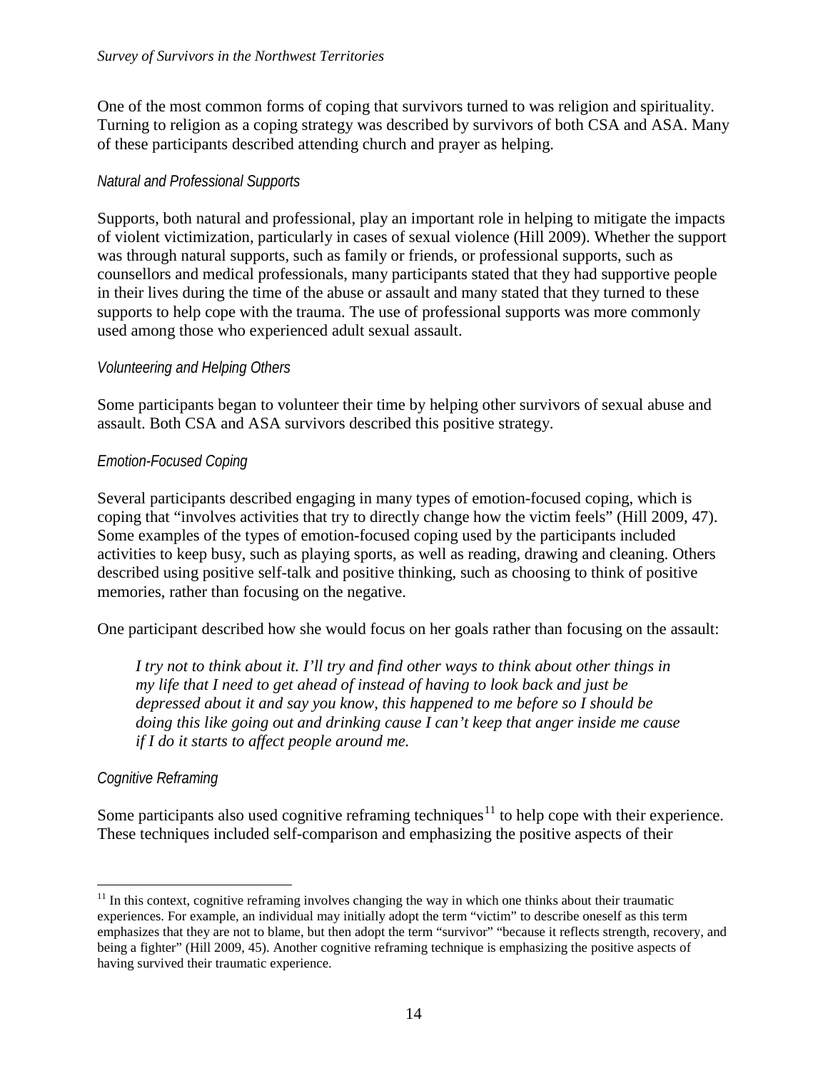One of the most common forms of coping that survivors turned to was religion and spirituality. Turning to religion as a coping strategy was described by survivors of both CSA and ASA. Many of these participants described attending church and prayer as helping.

### *Natural and Professional Supports*

Supports, both natural and professional, play an important role in helping to mitigate the impacts of violent victimization, particularly in cases of sexual violence (Hill 2009). Whether the support was through natural supports, such as family or friends, or professional supports, such as counsellors and medical professionals, many participants stated that they had supportive people in their lives during the time of the abuse or assault and many stated that they turned to these supports to help cope with the trauma. The use of professional supports was more commonly used among those who experienced adult sexual assault.

### *Volunteering and Helping Others*

Some participants began to volunteer their time by helping other survivors of sexual abuse and assault. Both CSA and ASA survivors described this positive strategy.

### *Emotion-Focused Coping*

Several participants described engaging in many types of emotion-focused coping, which is coping that "involves activities that try to directly change how the victim feels" (Hill 2009, 47). Some examples of the types of emotion-focused coping used by the participants included activities to keep busy, such as playing sports, as well as reading, drawing and cleaning. Others described using positive self-talk and positive thinking, such as choosing to think of positive memories, rather than focusing on the negative.

One participant described how she would focus on her goals rather than focusing on the assault:

> *I try not to think about it. I'll try and find other ways to think about other things in my life that I need to get ahead of instead of having to look back and just be depressed about it and say you know, this happened to me before so I should be doing this like going out and drinking cause I can't keep that anger inside me cause if I do it starts to affect people around me.*

### *Cognitive Reframing*

Some participants also used cognitive reframing techniques[11] to help cope with their experience. These techniques included self-comparison and emphasizing the positive aspects of their

---

[11] In this context, cognitive reframing involves changing the way in which one thinks about their traumatic experiences. For example, an individual may initially adopt the term "victim" to describe oneself as this term emphasizes that they are not to blame, but then adopt the term "survivor" "because it reflects strength, recovery, and being a fighter" (Hill 2009, 45). Another cognitive reframing technique is emphasizing the positive aspects of having survived their traumatic experience.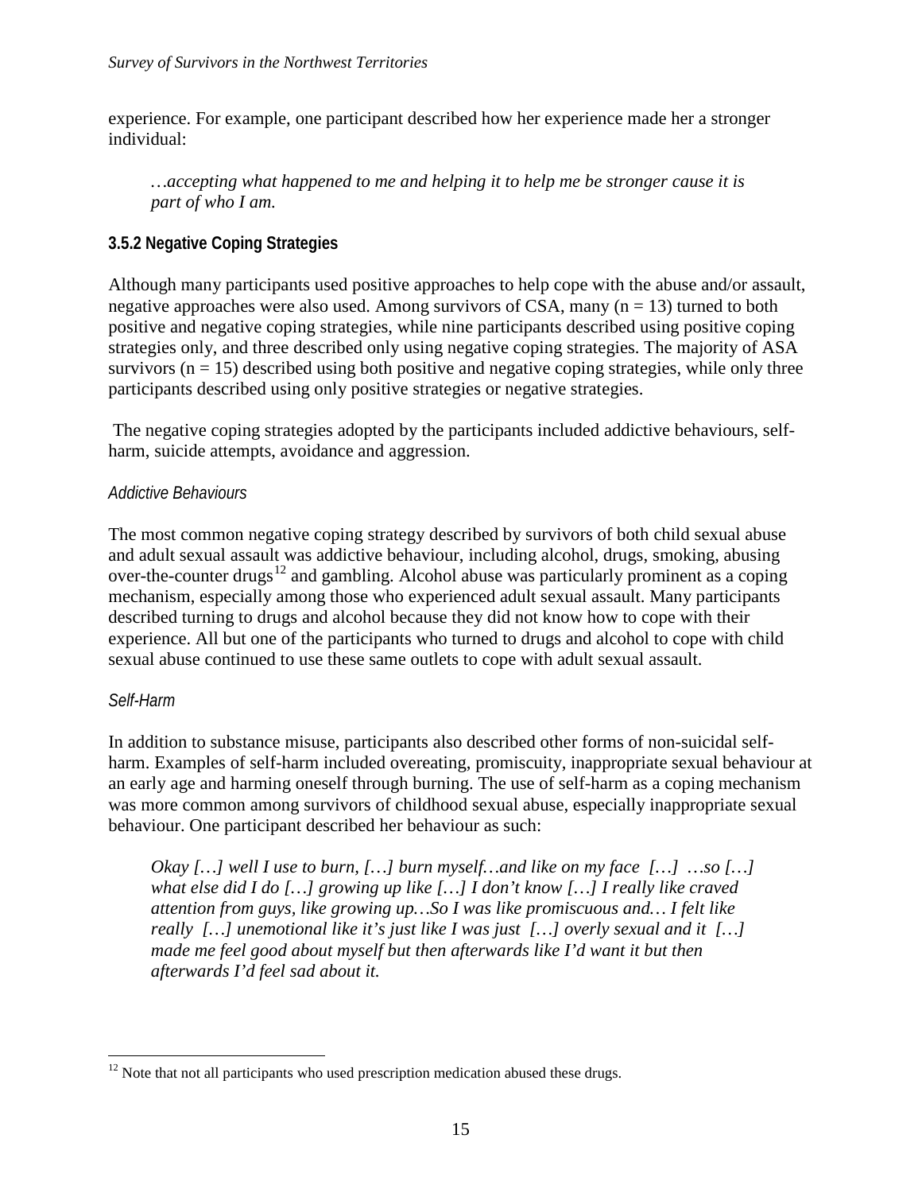experience. For example, one participant described how her experience made her a stronger individual:

> *…accepting what happened to me and helping it to help me be stronger cause it is part of who I am.*

### 3.5.2 Negative Coping Strategies

Although many participants used positive approaches to help cope with the abuse and/or assault, negative approaches were also used. Among survivors of CSA, many (n = 13) turned to both positive and negative coping strategies, while nine participants described using positive coping strategies only, and three described only using negative coping strategies. The majority of ASA survivors (n = 15) described using both positive and negative coping strategies, while only three participants described using only positive strategies or negative strategies.

The negative coping strategies adopted by the participants included addictive behaviours, self-harm, suicide attempts, avoidance and aggression.

*Addictive Behaviours*

The most common negative coping strategy described by survivors of both child sexual abuse and adult sexual assault was addictive behaviour, including alcohol, drugs, smoking, abusing over-the-counter drugs[12] and gambling. Alcohol abuse was particularly prominent as a coping mechanism, especially among those who experienced adult sexual assault. Many participants described turning to drugs and alcohol because they did not know how to cope with their experience. All but one of the participants who turned to drugs and alcohol to cope with child sexual abuse continued to use these same outlets to cope with adult sexual assault.

*Self-Harm*

In addition to substance misuse, participants also described other forms of non-suicidal self-harm. Examples of self-harm included overeating, promiscuity, inappropriate sexual behaviour at an early age and harming oneself through burning. The use of self-harm as a coping mechanism was more common among survivors of childhood sexual abuse, especially inappropriate sexual behaviour. One participant described her behaviour as such:

> *Okay […] well I use to burn, […] burn myself…and like on my face […] …so […] what else did I do […] growing up like […] I don't know […] I really like craved attention from guys, like growing up…So I was like promiscuous and… I felt like really […] unemotional like it's just like I was just […] overly sexual and it […] made me feel good about myself but then afterwards like I'd want it but then afterwards I'd feel sad about it.*

[12] Note that not all participants who used prescription medication abused these drugs.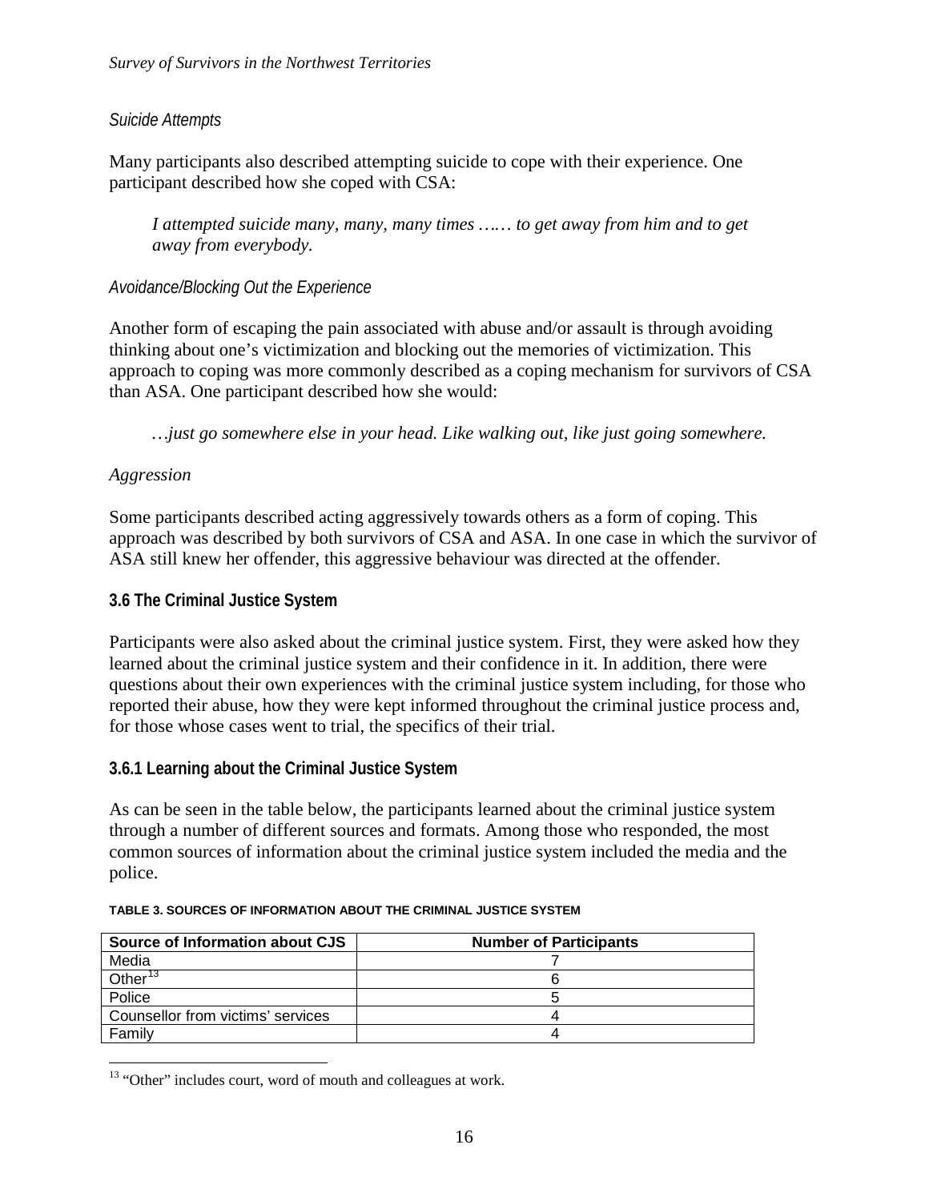*Suicide Attempts*

Many participants also described attempting suicide to cope with their experience. One participant described how she coped with CSA:

> *I attempted suicide many, many, many times …… to get away from him and to get away from everybody.*

*Avoidance/Blocking Out the Experience*

Another form of escaping the pain associated with abuse and/or assault is through avoiding thinking about one's victimization and blocking out the memories of victimization. This approach to coping was more commonly described as a coping mechanism for survivors of CSA than ASA. One participant described how she would:

> *…just go somewhere else in your head. Like walking out, like just going somewhere.*

*Aggression*

Some participants described acting aggressively towards others as a form of coping. This approach was described by both survivors of CSA and ASA. In one case in which the survivor of ASA still knew her offender, this aggressive behaviour was directed at the offender.

### 3.6 The Criminal Justice System

Participants were also asked about the criminal justice system. First, they were asked how they learned about the criminal justice system and their confidence in it. In addition, there were questions about their own experiences with the criminal justice system including, for those who reported their abuse, how they were kept informed throughout the criminal justice process and, for those whose cases went to trial, the specifics of their trial.

#### 3.6.1 Learning about the Criminal Justice System

As can be seen in the table below, the participants learned about the criminal justice system through a number of different sources and formats. Among those who responded, the most common sources of information about the criminal justice system included the media and the police.

**TABLE 3. SOURCES OF INFORMATION ABOUT THE CRIMINAL JUSTICE SYSTEM**

| Source of Information about CJS | Number of Participants |
|---|---|
| Media | 7 |
| Other[13] | 6 |
| Police | 5 |
| Counsellor from victims' services | 4 |
| Family | 4 |

[13] "Other" includes court, word of mouth and colleagues at work.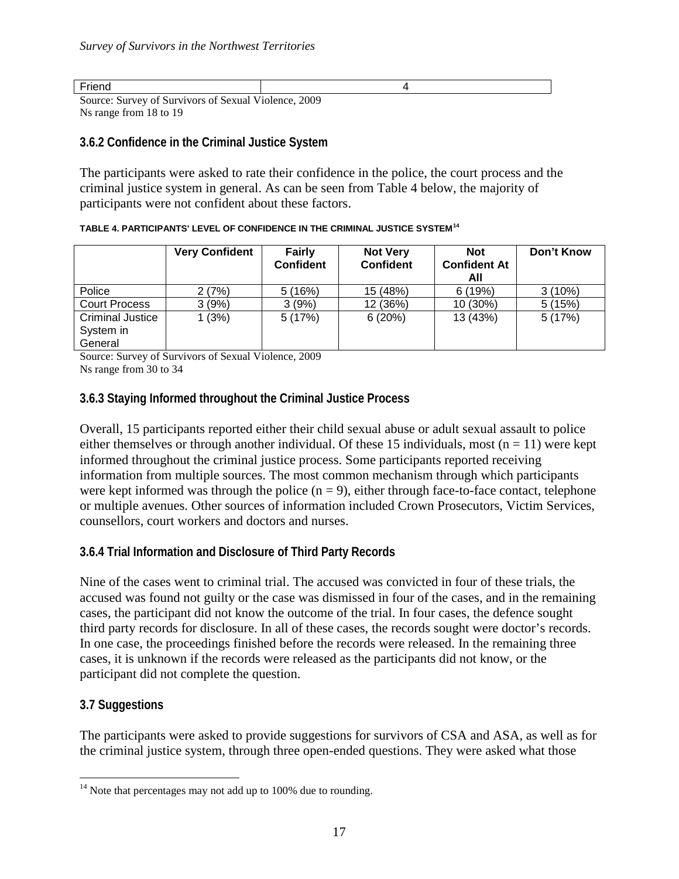| Friend | 4 |
|---|---|

Source: Survey of Survivors of Sexual Violence, 2009
Ns range from 18 to 19

### 3.6.2 Confidence in the Criminal Justice System

The participants were asked to rate their confidence in the police, the court process and the criminal justice system in general. As can be seen from Table 4 below, the majority of participants were not confident about these factors.

**TABLE 4. PARTICIPANTS' LEVEL OF CONFIDENCE IN THE CRIMINAL JUSTICE SYSTEM**[14]

| | Very Confident | Fairly Confident | Not Very Confident | Not Confident At All | Don't Know |
|---|---|---|---|---|---|
| Police | 2 (7%) | 5 (16%) | 15 (48%) | 6 (19%) | 3 (10%) |
| Court Process | 3 (9%) | 3 (9%) | 12 (36%) | 10 (30%) | 5 (15%) |
| Criminal Justice System in General | 1 (3%) | 5 (17%) | 6 (20%) | 13 (43%) | 5 (17%) |

Source: Survey of Survivors of Sexual Violence, 2009
Ns range from 30 to 34

### 3.6.3 Staying Informed throughout the Criminal Justice Process

Overall, 15 participants reported either their child sexual abuse or adult sexual assault to police either themselves or through another individual. Of these 15 individuals, most ($n = 11$) were kept informed throughout the criminal justice process. Some participants reported receiving information from multiple sources. The most common mechanism through which participants were kept informed was through the police ($n = 9$), either through face-to-face contact, telephone or multiple avenues. Other sources of information included Crown Prosecutors, Victim Services, counsellors, court workers and doctors and nurses.

### 3.6.4 Trial Information and Disclosure of Third Party Records

Nine of the cases went to criminal trial. The accused was convicted in four of these trials, the accused was found not guilty or the case was dismissed in four of the cases, and in the remaining cases, the participant did not know the outcome of the trial. In four cases, the defence sought third party records for disclosure. In all of these cases, the records sought were doctor's records. In one case, the proceedings finished before the records were released. In the remaining three cases, it is unknown if the records were released as the participants did not know, or the participant did not complete the question.

## 3.7 Suggestions

The participants were asked to provide suggestions for survivors of CSA and ASA, as well as for the criminal justice system, through three open-ended questions. They were asked what those

[14] Note that percentages may not add up to 100% due to rounding.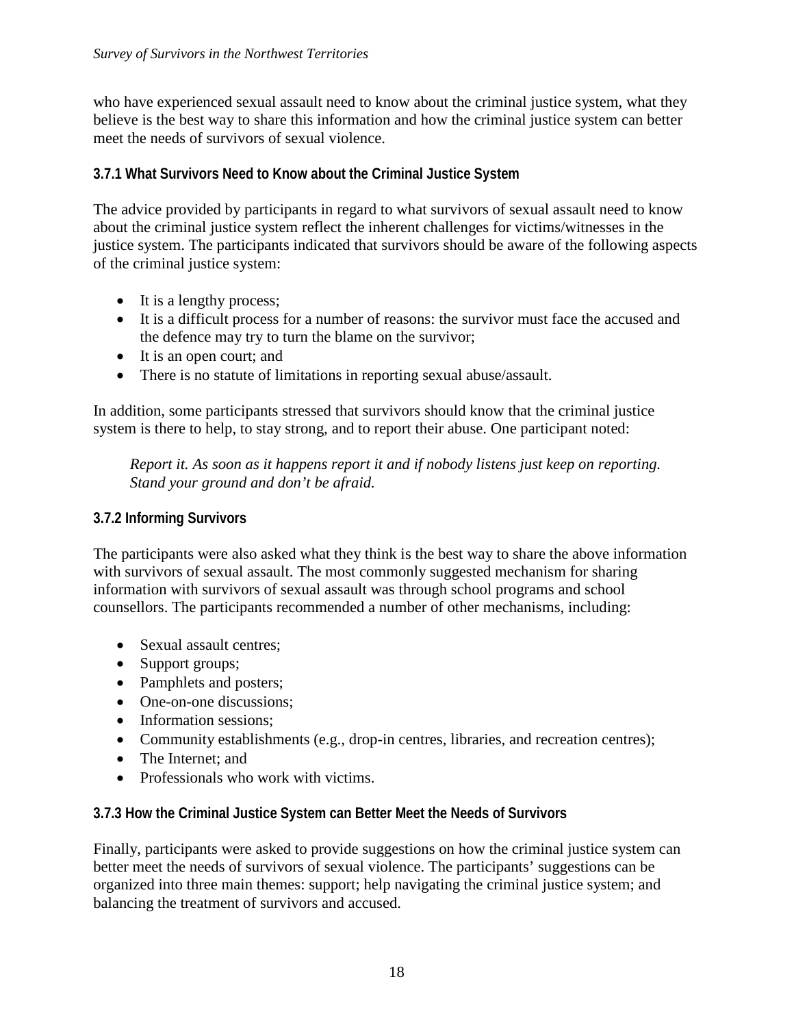who have experienced sexual assault need to know about the criminal justice system, what they believe is the best way to share this information and how the criminal justice system can better meet the needs of survivors of sexual violence.

### 3.7.1 What Survivors Need to Know about the Criminal Justice System

The advice provided by participants in regard to what survivors of sexual assault need to know about the criminal justice system reflect the inherent challenges for victims/witnesses in the justice system. The participants indicated that survivors should be aware of the following aspects of the criminal justice system:

- It is a lengthy process;
- It is a difficult process for a number of reasons: the survivor must face the accused and the defence may try to turn the blame on the survivor;
- It is an open court; and
- There is no statute of limitations in reporting sexual abuse/assault.

In addition, some participants stressed that survivors should know that the criminal justice system is there to help, to stay strong, and to report their abuse. One participant noted:

> *Report it. As soon as it happens report it and if nobody listens just keep on reporting. Stand your ground and don't be afraid.*

### 3.7.2 Informing Survivors

The participants were also asked what they think is the best way to share the above information with survivors of sexual assault. The most commonly suggested mechanism for sharing information with survivors of sexual assault was through school programs and school counsellors. The participants recommended a number of other mechanisms, including:

- Sexual assault centres;
- Support groups;
- Pamphlets and posters;
- One-on-one discussions;
- Information sessions;
- Community establishments (e.g., drop-in centres, libraries, and recreation centres);
- The Internet; and
- Professionals who work with victims.

### 3.7.3 How the Criminal Justice System can Better Meet the Needs of Survivors

Finally, participants were asked to provide suggestions on how the criminal justice system can better meet the needs of survivors of sexual violence. The participants' suggestions can be organized into three main themes: support; help navigating the criminal justice system; and balancing the treatment of survivors and accused.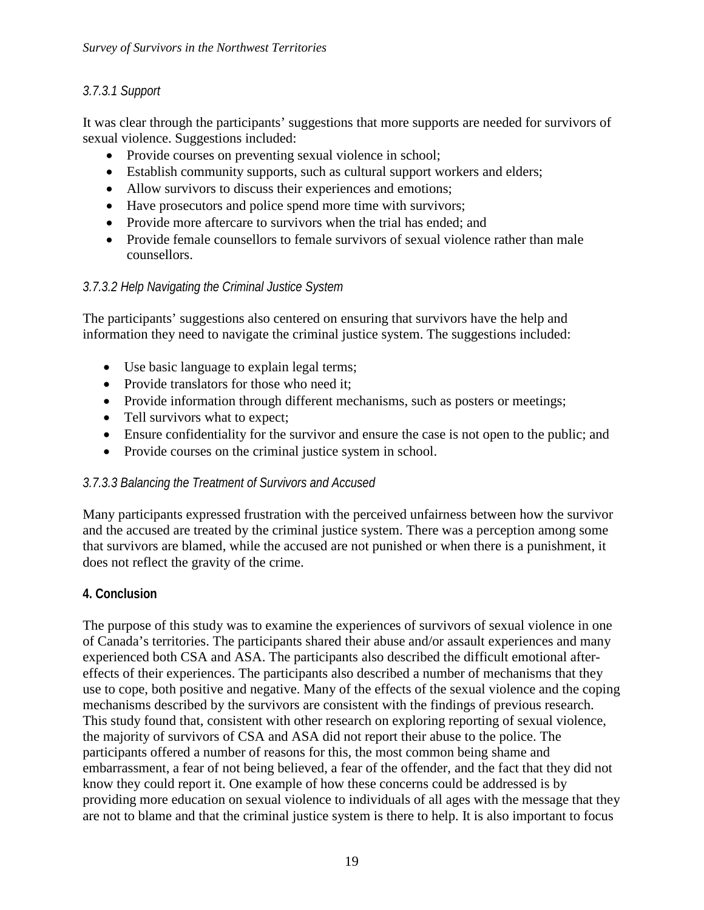#### *3.7.3.1 Support*

It was clear through the participants' suggestions that more supports are needed for survivors of sexual violence. Suggestions included:

- Provide courses on preventing sexual violence in school;
- Establish community supports, such as cultural support workers and elders;
- Allow survivors to discuss their experiences and emotions;
- Have prosecutors and police spend more time with survivors;
- Provide more aftercare to survivors when the trial has ended; and
- Provide female counsellors to female survivors of sexual violence rather than male counsellors.

#### *3.7.3.2 Help Navigating the Criminal Justice System*

The participants' suggestions also centered on ensuring that survivors have the help and information they need to navigate the criminal justice system. The suggestions included:

- Use basic language to explain legal terms;
- Provide translators for those who need it;
- Provide information through different mechanisms, such as posters or meetings;
- Tell survivors what to expect;
- Ensure confidentiality for the survivor and ensure the case is not open to the public; and
- Provide courses on the criminal justice system in school.

#### *3.7.3.3 Balancing the Treatment of Survivors and Accused*

Many participants expressed frustration with the perceived unfairness between how the survivor and the accused are treated by the criminal justice system. There was a perception among some that survivors are blamed, while the accused are not punished or when there is a punishment, it does not reflect the gravity of the crime.

## 4. Conclusion

The purpose of this study was to examine the experiences of survivors of sexual violence in one of Canada's territories. The participants shared their abuse and/or assault experiences and many experienced both CSA and ASA. The participants also described the difficult emotional after-effects of their experiences. The participants also described a number of mechanisms that they use to cope, both positive and negative. Many of the effects of the sexual violence and the coping mechanisms described by the survivors are consistent with the findings of previous research. This study found that, consistent with other research on exploring reporting of sexual violence, the majority of survivors of CSA and ASA did not report their abuse to the police. The participants offered a number of reasons for this, the most common being shame and embarrassment, a fear of not being believed, a fear of the offender, and the fact that they did not know they could report it. One example of how these concerns could be addressed is by providing more education on sexual violence to individuals of all ages with the message that they are not to blame and that the criminal justice system is there to help. It is also important to focus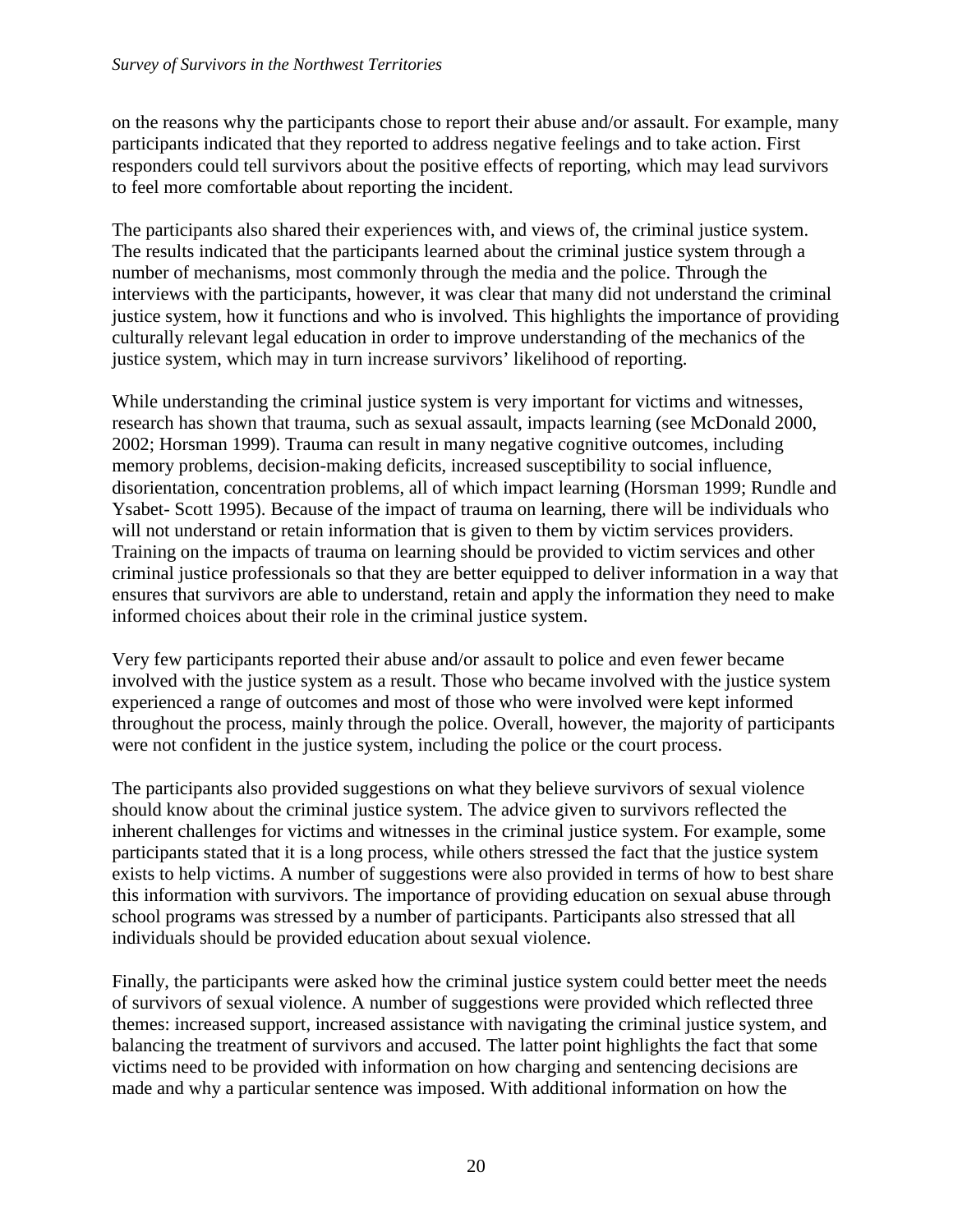on the reasons why the participants chose to report their abuse and/or assault. For example, many participants indicated that they reported to address negative feelings and to take action. First responders could tell survivors about the positive effects of reporting, which may lead survivors to feel more comfortable about reporting the incident.

The participants also shared their experiences with, and views of, the criminal justice system. The results indicated that the participants learned about the criminal justice system through a number of mechanisms, most commonly through the media and the police. Through the interviews with the participants, however, it was clear that many did not understand the criminal justice system, how it functions and who is involved. This highlights the importance of providing culturally relevant legal education in order to improve understanding of the mechanics of the justice system, which may in turn increase survivors' likelihood of reporting.

While understanding the criminal justice system is very important for victims and witnesses, research has shown that trauma, such as sexual assault, impacts learning (see McDonald 2000, 2002; Horsman 1999). Trauma can result in many negative cognitive outcomes, including memory problems, decision-making deficits, increased susceptibility to social influence, disorientation, concentration problems, all of which impact learning (Horsman 1999; Rundle and Ysabet- Scott 1995). Because of the impact of trauma on learning, there will be individuals who will not understand or retain information that is given to them by victim services providers. Training on the impacts of trauma on learning should be provided to victim services and other criminal justice professionals so that they are better equipped to deliver information in a way that ensures that survivors are able to understand, retain and apply the information they need to make informed choices about their role in the criminal justice system.

Very few participants reported their abuse and/or assault to police and even fewer became involved with the justice system as a result. Those who became involved with the justice system experienced a range of outcomes and most of those who were involved were kept informed throughout the process, mainly through the police. Overall, however, the majority of participants were not confident in the justice system, including the police or the court process.

The participants also provided suggestions on what they believe survivors of sexual violence should know about the criminal justice system. The advice given to survivors reflected the inherent challenges for victims and witnesses in the criminal justice system. For example, some participants stated that it is a long process, while others stressed the fact that the justice system exists to help victims. A number of suggestions were also provided in terms of how to best share this information with survivors. The importance of providing education on sexual abuse through school programs was stressed by a number of participants. Participants also stressed that all individuals should be provided education about sexual violence.

Finally, the participants were asked how the criminal justice system could better meet the needs of survivors of sexual violence. A number of suggestions were provided which reflected three themes: increased support, increased assistance with navigating the criminal justice system, and balancing the treatment of survivors and accused. The latter point highlights the fact that some victims need to be provided with information on how charging and sentencing decisions are made and why a particular sentence was imposed. With additional information on how the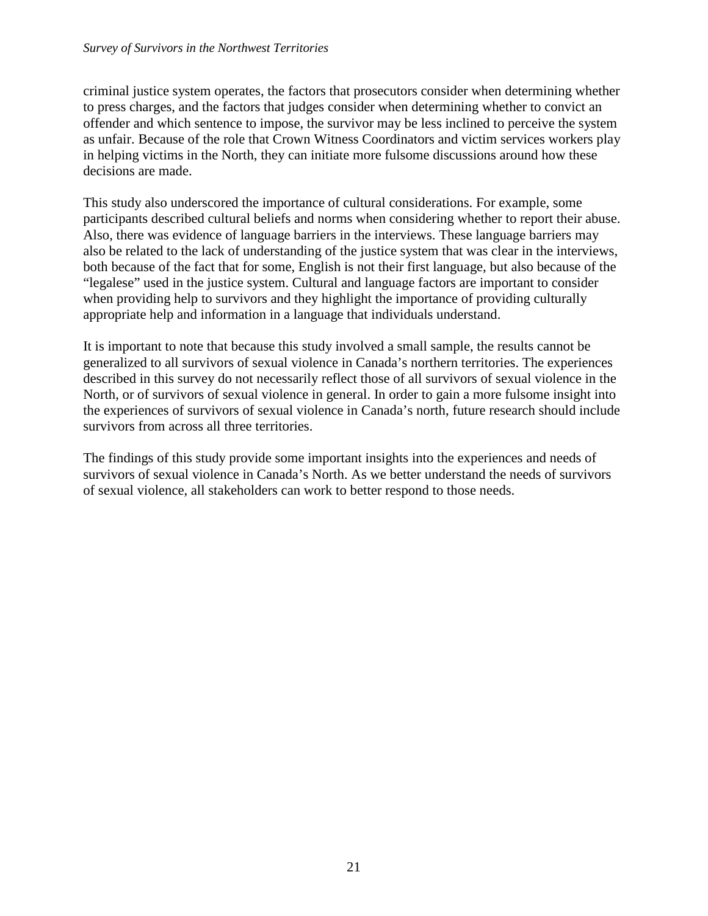criminal justice system operates, the factors that prosecutors consider when determining whether to press charges, and the factors that judges consider when determining whether to convict an offender and which sentence to impose, the survivor may be less inclined to perceive the system as unfair. Because of the role that Crown Witness Coordinators and victim services workers play in helping victims in the North, they can initiate more fulsome discussions around how these decisions are made.

This study also underscored the importance of cultural considerations. For example, some participants described cultural beliefs and norms when considering whether to report their abuse. Also, there was evidence of language barriers in the interviews. These language barriers may also be related to the lack of understanding of the justice system that was clear in the interviews, both because of the fact that for some, English is not their first language, but also because of the "legalese" used in the justice system. Cultural and language factors are important to consider when providing help to survivors and they highlight the importance of providing culturally appropriate help and information in a language that individuals understand.

It is important to note that because this study involved a small sample, the results cannot be generalized to all survivors of sexual violence in Canada's northern territories. The experiences described in this survey do not necessarily reflect those of all survivors of sexual violence in the North, or of survivors of sexual violence in general. In order to gain a more fulsome insight into the experiences of survivors of sexual violence in Canada's north, future research should include survivors from across all three territories.

The findings of this study provide some important insights into the experiences and needs of survivors of sexual violence in Canada's North. As we better understand the needs of survivors of sexual violence, all stakeholders can work to better respond to those needs.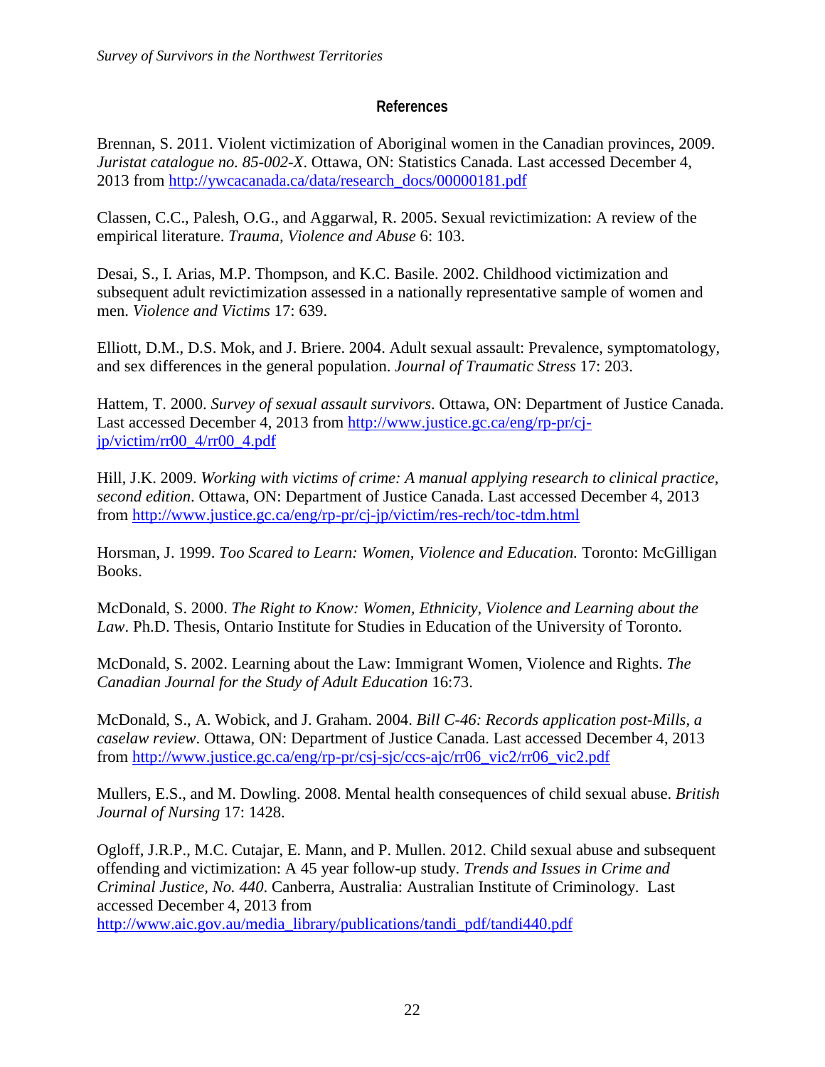## References

Brennan, S. 2011. Violent victimization of Aboriginal women in the Canadian provinces, 2009. *Juristat catalogue no. 85-002-X*. Ottawa, ON: Statistics Canada. Last accessed December 4, 2013 from http://ywcacanada.ca/data/research_docs/00000181.pdf

Classen, C.C., Palesh, O.G., and Aggarwal, R. 2005. Sexual revictimization: A review of the empirical literature. *Trauma, Violence and Abuse* 6: 103.

Desai, S., I. Arias, M.P. Thompson, and K.C. Basile. 2002. Childhood victimization and subsequent adult revictimization assessed in a nationally representative sample of women and men. *Violence and Victims* 17: 639.

Elliott, D.M., D.S. Mok, and J. Briere. 2004. Adult sexual assault: Prevalence, symptomatology, and sex differences in the general population. *Journal of Traumatic Stress* 17: 203.

Hattem, T. 2000. *Survey of sexual assault survivors*. Ottawa, ON: Department of Justice Canada. Last accessed December 4, 2013 from http://www.justice.gc.ca/eng/rp-pr/cj-jp/victim/rr00_4/rr00_4.pdf

Hill, J.K. 2009. *Working with victims of crime: A manual applying research to clinical practice, second edition*. Ottawa, ON: Department of Justice Canada. Last accessed December 4, 2013 from http://www.justice.gc.ca/eng/rp-pr/cj-jp/victim/res-rech/toc-tdm.html

Horsman, J. 1999. *Too Scared to Learn: Women, Violence and Education.* Toronto: McGilligan Books.

McDonald, S. 2000. *The Right to Know: Women, Ethnicity, Violence and Learning about the Law*. Ph.D. Thesis, Ontario Institute for Studies in Education of the University of Toronto.

McDonald, S. 2002. Learning about the Law: Immigrant Women, Violence and Rights. *The Canadian Journal for the Study of Adult Education* 16:73.

McDonald, S., A. Wobick, and J. Graham. 2004. *Bill C-46: Records application post-Mills, a caselaw review*. Ottawa, ON: Department of Justice Canada. Last accessed December 4, 2013 from http://www.justice.gc.ca/eng/rp-pr/csj-sjc/ccs-ajc/rr06_vic2/rr06_vic2.pdf

Mullers, E.S., and M. Dowling. 2008. Mental health consequences of child sexual abuse. *British Journal of Nursing* 17: 1428.

Ogloff, J.R.P., M.C. Cutajar, E. Mann, and P. Mullen. 2012. Child sexual abuse and subsequent offending and victimization: A 45 year follow-up study. *Trends and Issues in Crime and Criminal Justice, No. 440*. Canberra, Australia: Australian Institute of Criminology. Last accessed December 4, 2013 from http://www.aic.gov.au/media_library/publications/tandi_pdf/tandi440.pdf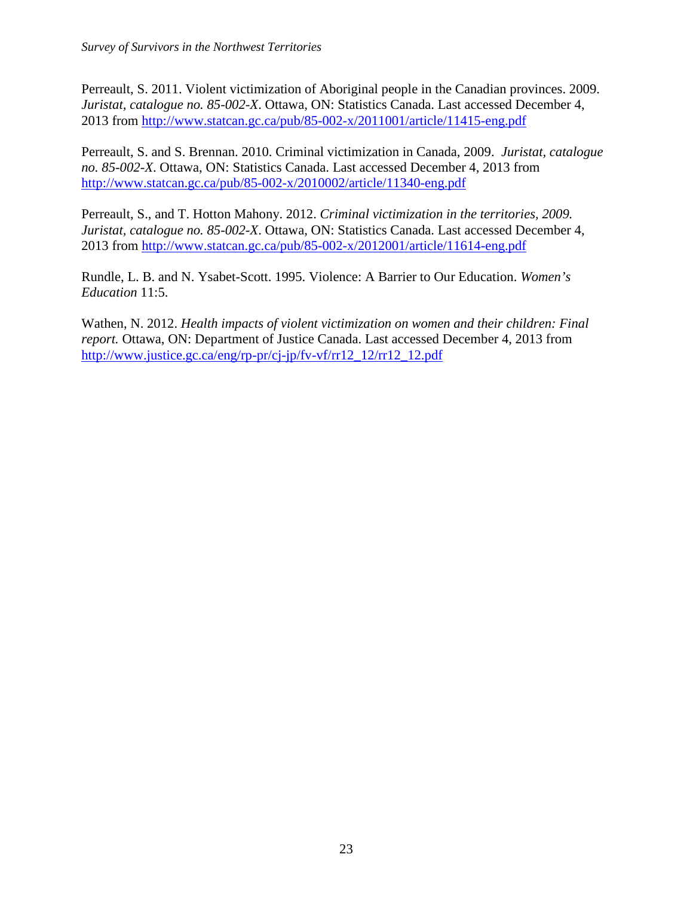Perreault, S. 2011. Violent victimization of Aboriginal people in the Canadian provinces. 2009. *Juristat, catalogue no. 85-002-X*. Ottawa, ON: Statistics Canada. Last accessed December 4, 2013 from http://www.statcan.gc.ca/pub/85-002-x/2011001/article/11415-eng.pdf

Perreault, S. and S. Brennan. 2010. Criminal victimization in Canada, 2009. *Juristat, catalogue no. 85-002-X*. Ottawa, ON: Statistics Canada. Last accessed December 4, 2013 from http://www.statcan.gc.ca/pub/85-002-x/2010002/article/11340-eng.pdf

Perreault, S., and T. Hotton Mahony. 2012. *Criminal victimization in the territories, 2009. Juristat, catalogue no. 85-002-X*. Ottawa, ON: Statistics Canada. Last accessed December 4, 2013 from http://www.statcan.gc.ca/pub/85-002-x/2012001/article/11614-eng.pdf

Rundle, L. B. and N. Ysabet-Scott. 1995. Violence: A Barrier to Our Education. *Women's Education* 11:5.

Wathen, N. 2012. *Health impacts of violent victimization on women and their children: Final report.* Ottawa, ON: Department of Justice Canada. Last accessed December 4, 2013 from http://www.justice.gc.ca/eng/rp-pr/cj-jp/fv-vf/rr12_12/rr12_12.pdf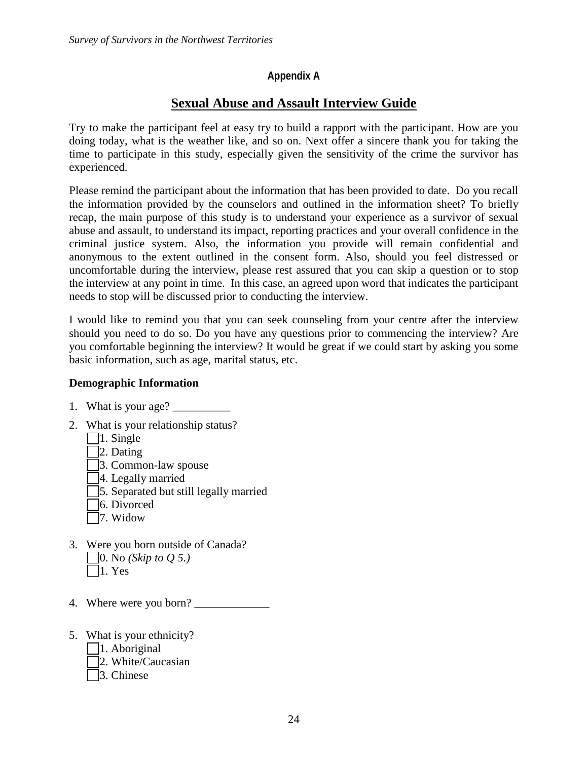**Appendix A**

## Sexual Abuse and Assault Interview Guide

Try to make the participant feel at easy try to build a rapport with the participant. How are you doing today, what is the weather like, and so on. Next offer a sincere thank you for taking the time to participate in this study, especially given the sensitivity of the crime the survivor has experienced.

Please remind the participant about the information that has been provided to date. Do you recall the information provided by the counselors and outlined in the information sheet? To briefly recap, the main purpose of this study is to understand your experience as a survivor of sexual abuse and assault, to understand its impact, reporting practices and your overall confidence in the criminal justice system. Also, the information you provide will remain confidential and anonymous to the extent outlined in the consent form. Also, should you feel distressed or uncomfortable during the interview, please rest assured that you can skip a question or to stop the interview at any point in time. In this case, an agreed upon word that indicates the participant needs to stop will be discussed prior to conducting the interview.

I would like to remind you that you can seek counseling from your centre after the interview should you need to do so. Do you have any questions prior to commencing the interview? Are you comfortable beginning the interview? It would be great if we could start by asking you some basic information, such as age, marital status, etc.

**Demographic Information**

1. What is your age? __________
2. What is your relationship status?
   - ☐ 1. Single
   - ☐ 2. Dating
   - ☐ 3. Common-law spouse
   - ☐ 4. Legally married
   - ☐ 5. Separated but still legally married
   - ☐ 6. Divorced
   - ☐ 7. Widow
3. Were you born outside of Canada?
   - ☐ 0. No *(Skip to Q 5.)*
   - ☐ 1. Yes
4. Where were you born? _____________
5. What is your ethnicity?
   - ☐ 1. Aboriginal
   - ☐ 2. White/Caucasian
   - ☐ 3. Chinese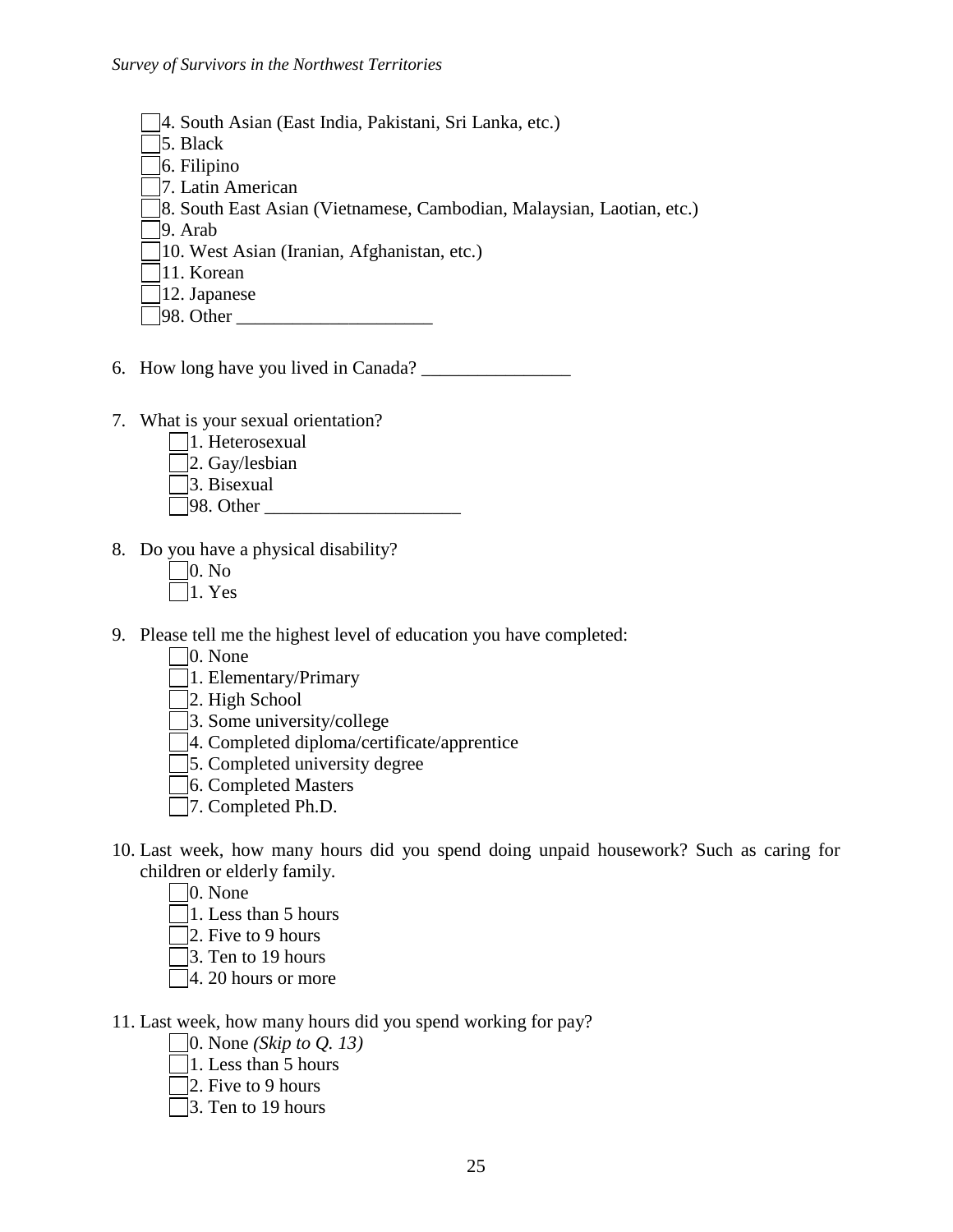- ☐ 4. South Asian (East India, Pakistani, Sri Lanka, etc.)
- ☐ 5. Black
- ☐ 6. Filipino
- ☐ 7. Latin American
- ☐ 8. South East Asian (Vietnamese, Cambodian, Malaysian, Laotian, etc.)
- ☐ 9. Arab
- ☐ 10. West Asian (Iranian, Afghanistan, etc.)
- ☐ 11. Korean
- ☐ 12. Japanese
- ☐ 98. Other _____________________

6. How long have you lived in Canada? ________________

7. What is your sexual orientation?
   - ☐ 1. Heterosexual
   - ☐ 2. Gay/lesbian
   - ☐ 3. Bisexual
   - ☐ 98. Other _____________________

8. Do you have a physical disability?
   - ☐ 0. No
   - ☐ 1. Yes

9. Please tell me the highest level of education you have completed:
   - ☐ 0. None
   - ☐ 1. Elementary/Primary
   - ☐ 2. High School
   - ☐ 3. Some university/college
   - ☐ 4. Completed diploma/certificate/apprentice
   - ☐ 5. Completed university degree
   - ☐ 6. Completed Masters
   - ☐ 7. Completed Ph.D.

10. Last week, how many hours did you spend doing unpaid housework? Such as caring for children or elderly family.
    - ☐ 0. None
    - ☐ 1. Less than 5 hours
    - ☐ 2. Five to 9 hours
    - ☐ 3. Ten to 19 hours
    - ☐ 4. 20 hours or more

11. Last week, how many hours did you spend working for pay?
    - ☐ 0. None *(Skip to Q. 13)*
    - ☐ 1. Less than 5 hours
    - ☐ 2. Five to 9 hours
    - ☐ 3. Ten to 19 hours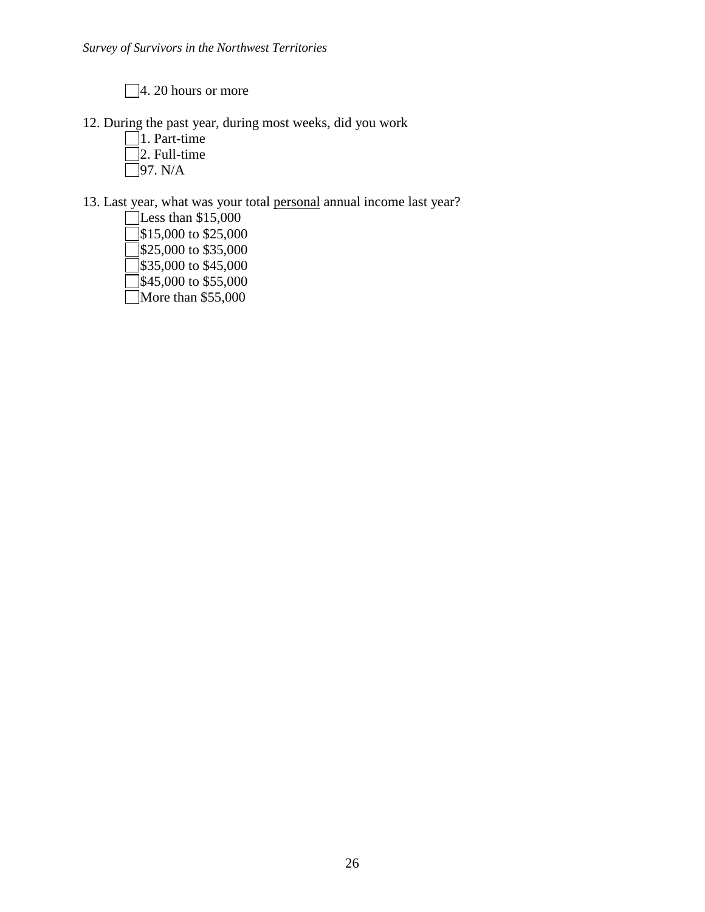- [ ] 4. 20 hours or more

12. During the past year, during most weeks, did you work
    - [ ] 1. Part-time
    - [ ] 2. Full-time
    - [ ] 97. N/A

13. Last year, what was your total <u>personal</u> annual income last year?
    - [ ] Less than $15,000
    - [ ] $15,000 to $25,000
    - [ ] $25,000 to $35,000
    - [ ] $35,000 to $45,000
    - [ ] $45,000 to $55,000
    - [ ] More than $55,000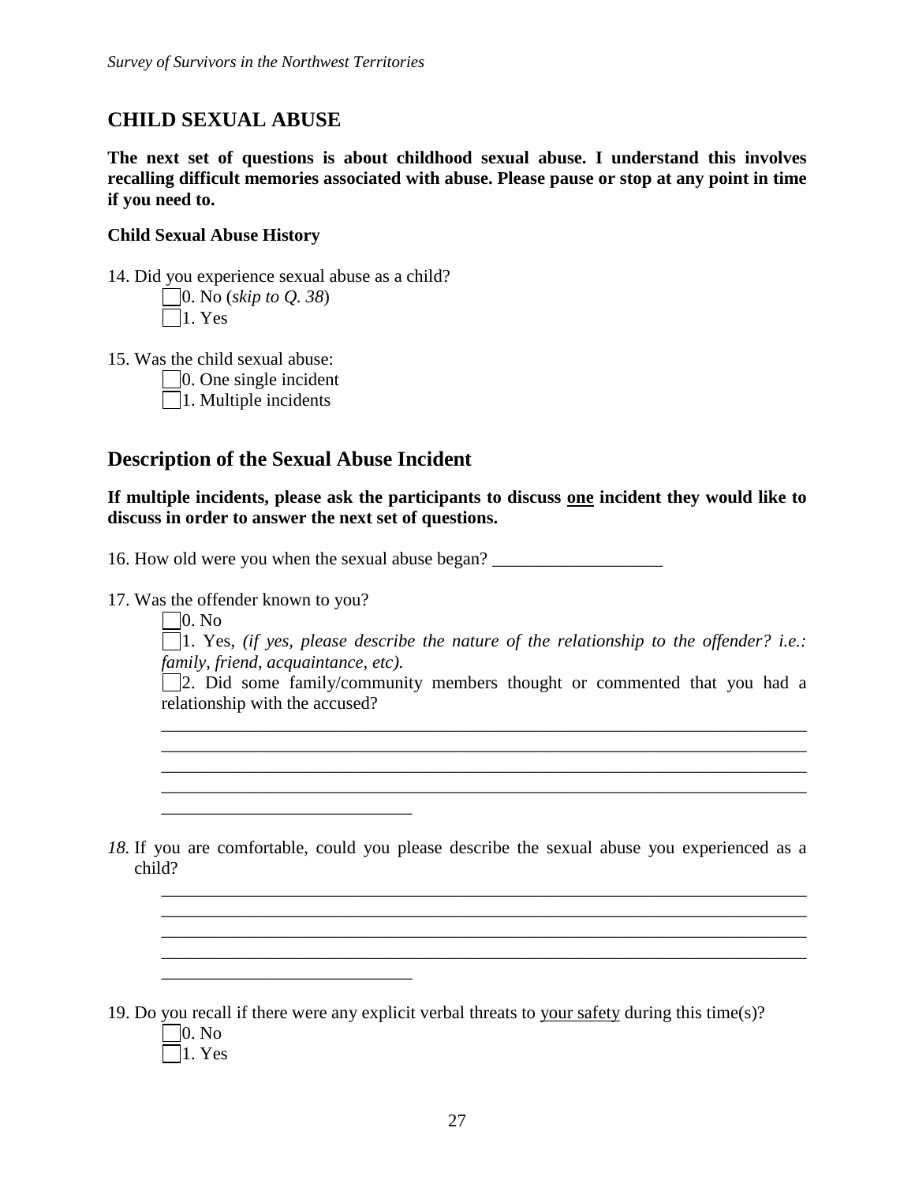## CHILD SEXUAL ABUSE

**The next set of questions is about childhood sexual abuse. I understand this involves recalling difficult memories associated with abuse. Please pause or stop at any point in time if you need to.**

**Child Sexual Abuse History**

14. Did you experience sexual abuse as a child?

☐ 0. No (*skip to Q. 38*)
☐ 1. Yes

15. Was the child sexual abuse:

☐ 0. One single incident
☐ 1. Multiple incidents

## Description of the Sexual Abuse Incident

**If multiple incidents, please ask the participants to discuss <u>one</u> incident they would like to discuss in order to answer the next set of questions.**

16. How old were you when the sexual abuse began? ___________________

17. Was the offender known to you?

☐ 0. No
☐ 1. Yes, *(if yes, please describe the nature of the relationship to the offender? i.e.: family, friend, acquaintance, etc).*
☐ 2. Did some family/community members thought or commented that you had a relationship with the accused?

_________________________________________________________________________
_________________________________________________________________________
_________________________________________________________________________
_________________________________________________________________________
____________________________

*18.* If you are comfortable, could you please describe the sexual abuse you experienced as a child?

_________________________________________________________________________
_________________________________________________________________________
_________________________________________________________________________
_________________________________________________________________________
____________________________

19. Do you recall if there were any explicit verbal threats to <u>your safety</u> during this time(s)?

☐ 0. No
☐ 1. Yes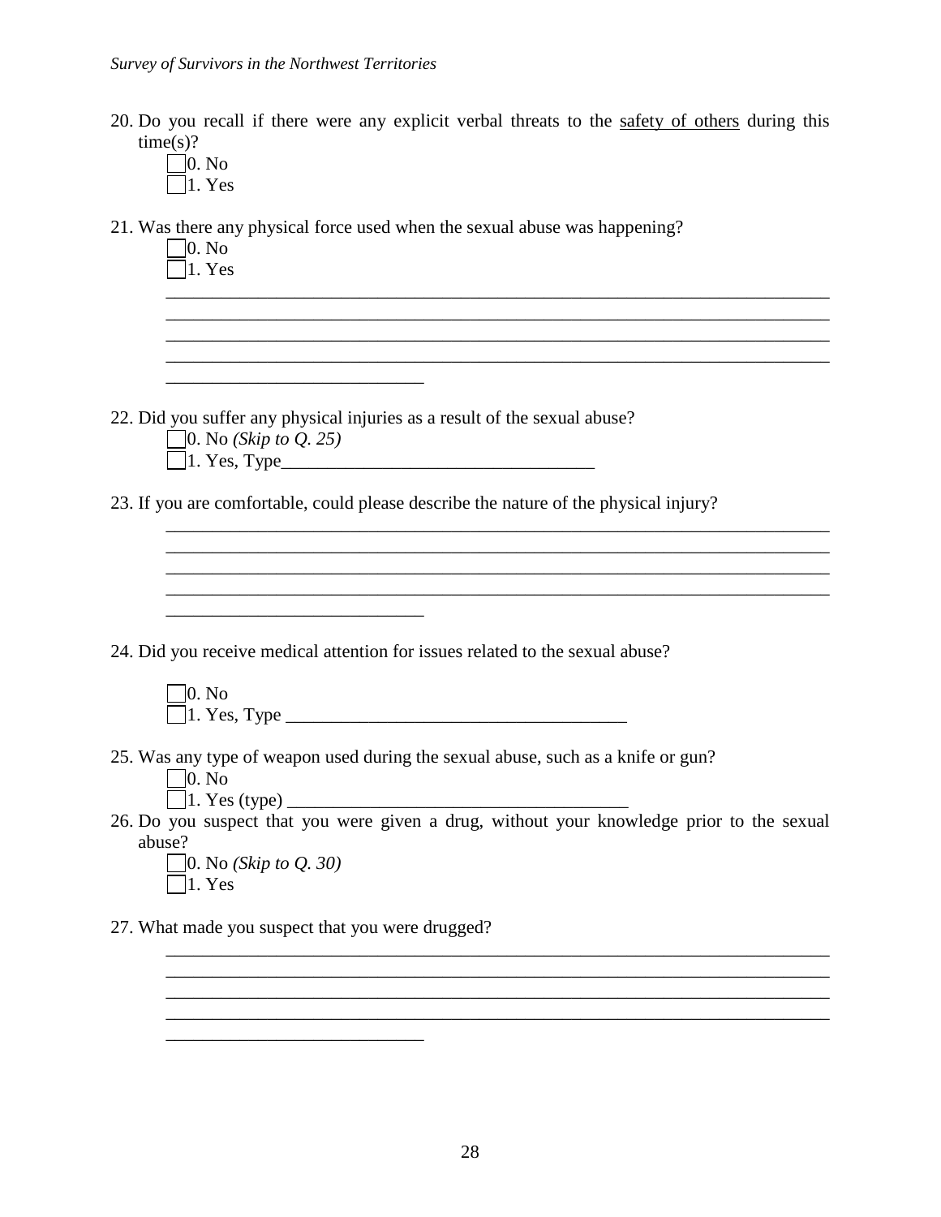20. Do you recall if there were any explicit verbal threats to the <u>safety of others</u> during this time(s)?
    - ☐ 0. No
    - ☐ 1. Yes

21. Was there any physical force used when the sexual abuse was happening?
    - ☐ 0. No
    - ☐ 1. Yes

    ____________________________________________________________________________
    ____________________________________________________________________________
    ____________________________________________________________________________
    ____________________________________________________________________________
    ______________________________

22. Did you suffer any physical injuries as a result of the sexual abuse?
    - ☐ 0. No *(Skip to Q. 25)*
    - ☐ 1. Yes, Type____________________________________

23. If you are comfortable, could please describe the nature of the physical injury?

    ____________________________________________________________________________
    ____________________________________________________________________________
    ____________________________________________________________________________
    ____________________________________________________________________________
    ______________________________

24. Did you receive medical attention for issues related to the sexual abuse?
    - ☐ 0. No
    - ☐ 1. Yes, Type ______________________________________

25. Was any type of weapon used during the sexual abuse, such as a knife or gun?
    - ☐ 0. No
    - ☐ 1. Yes (type) ______________________________________

26. Do you suspect that you were given a drug, without your knowledge prior to the sexual abuse?
    - ☐ 0. No *(Skip to Q. 30)*
    - ☐ 1. Yes

27. What made you suspect that you were drugged?

    ____________________________________________________________________________
    ____________________________________________________________________________
    ____________________________________________________________________________
    ____________________________________________________________________________
    ______________________________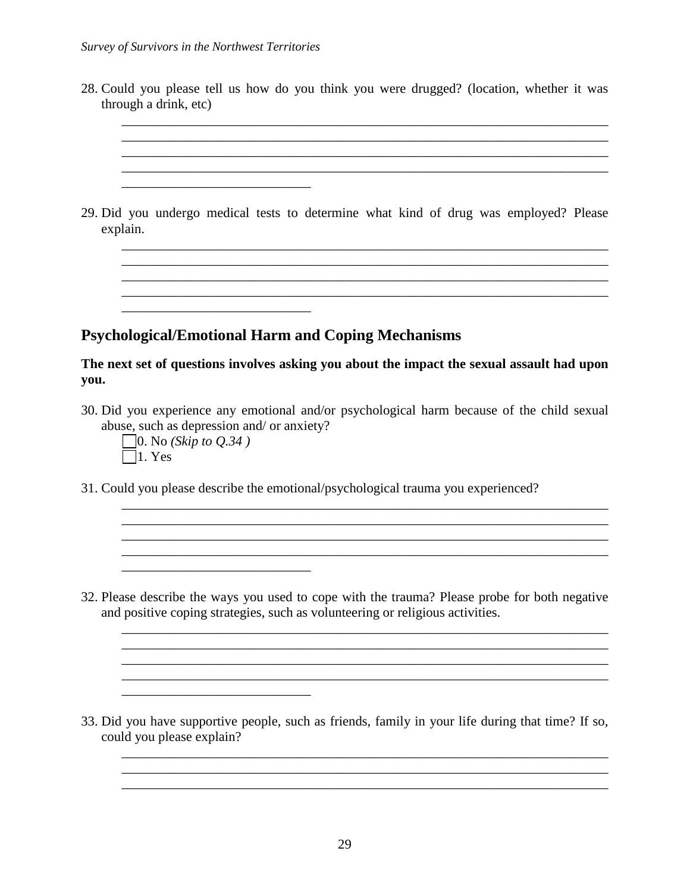28. Could you please tell us how do you think you were drugged? (location, whether it was through a drink, etc)

    ___________________________________________________________________________
    ___________________________________________________________________________
    ___________________________________________________________________________
    ___________________________________________________________________________
    ____________________________

29. Did you undergo medical tests to determine what kind of drug was employed? Please explain.

    ___________________________________________________________________________
    ___________________________________________________________________________
    ___________________________________________________________________________
    ___________________________________________________________________________
    ____________________________

## Psychological/Emotional Harm and Coping Mechanisms

**The next set of questions involves asking you about the impact the sexual assault had upon you.**

30. Did you experience any emotional and/or psychological harm because of the child sexual abuse, such as depression and/ or anxiety?
    - ☐ 0. No *(Skip to Q.34 )*
    - ☐ 1. Yes

31. Could you please describe the emotional/psychological trauma you experienced?

    ___________________________________________________________________________
    ___________________________________________________________________________
    ___________________________________________________________________________
    ___________________________________________________________________________
    ____________________________

32. Please describe the ways you used to cope with the trauma? Please probe for both negative and positive coping strategies, such as volunteering or religious activities.

    ___________________________________________________________________________
    ___________________________________________________________________________
    ___________________________________________________________________________
    ___________________________________________________________________________
    ____________________________

33. Did you have supportive people, such as friends, family in your life during that time? If so, could you please explain?

    ___________________________________________________________________________
    ___________________________________________________________________________
    ___________________________________________________________________________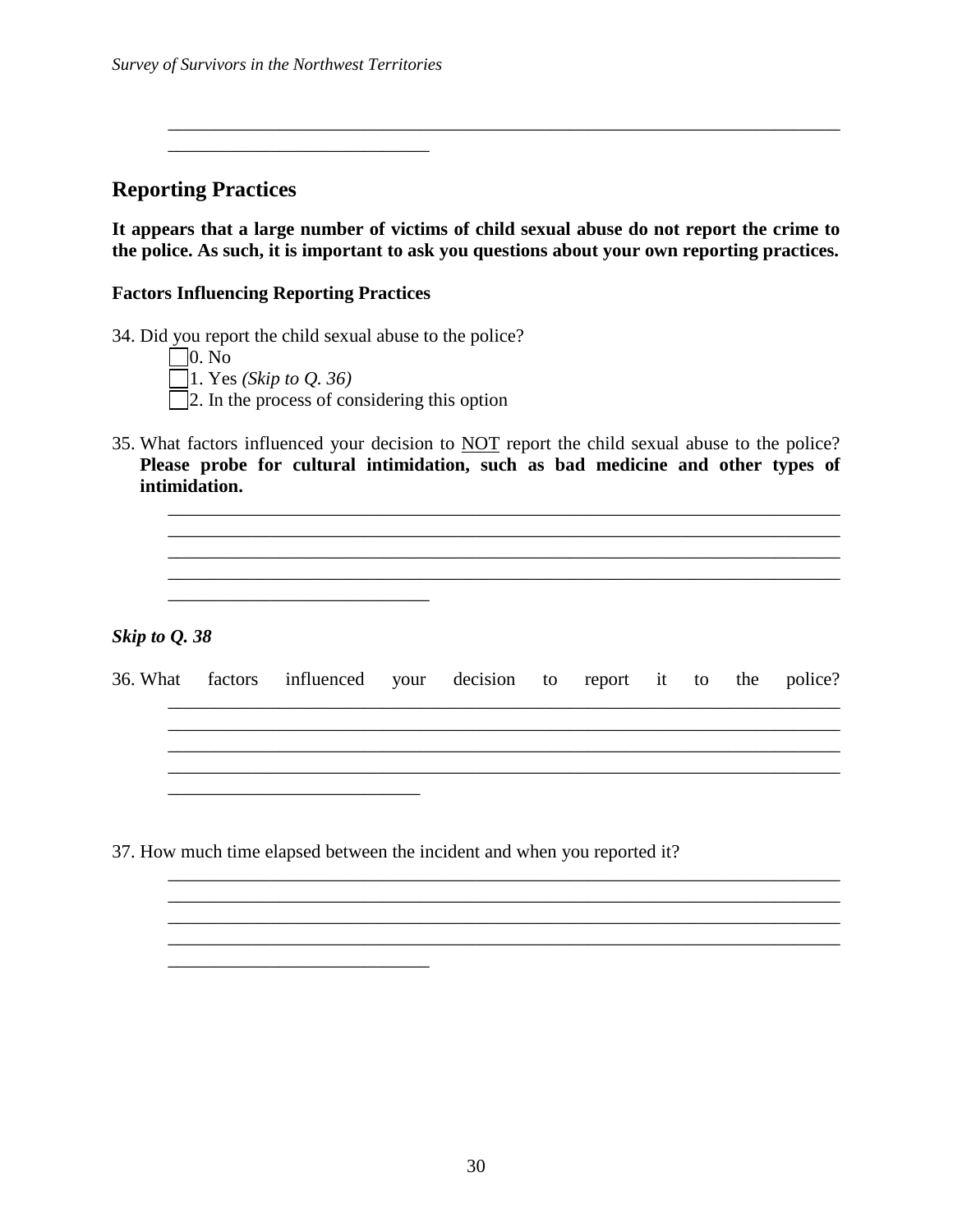________________________________________________________________________
____________________________

## Reporting Practices

**It appears that a large number of victims of child sexual abuse do not report the crime to the police. As such, it is important to ask you questions about your own reporting practices.**

### Factors Influencing Reporting Practices

34. Did you report the child sexual abuse to the police?
    - ☐ 0. No
    - ☐ 1. Yes *(Skip to Q. 36)*
    - ☐ 2. In the process of considering this option

35. What factors influenced your decision to <u>NOT</u> report the child sexual abuse to the police? **Please probe for cultural intimidation, such as bad medicine and other types of intimidation.**

    ________________________________________________________________________
    ________________________________________________________________________
    ________________________________________________________________________
    ________________________________________________________________________
    ____________________________

***Skip to Q. 38***

36. What factors influenced your decision to report it to the police?

    ________________________________________________________________________
    ________________________________________________________________________
    ________________________________________________________________________
    ________________________________________________________________________
    ___________________________

37. How much time elapsed between the incident and when you reported it?

    ________________________________________________________________________
    ________________________________________________________________________
    ________________________________________________________________________
    ________________________________________________________________________
    ____________________________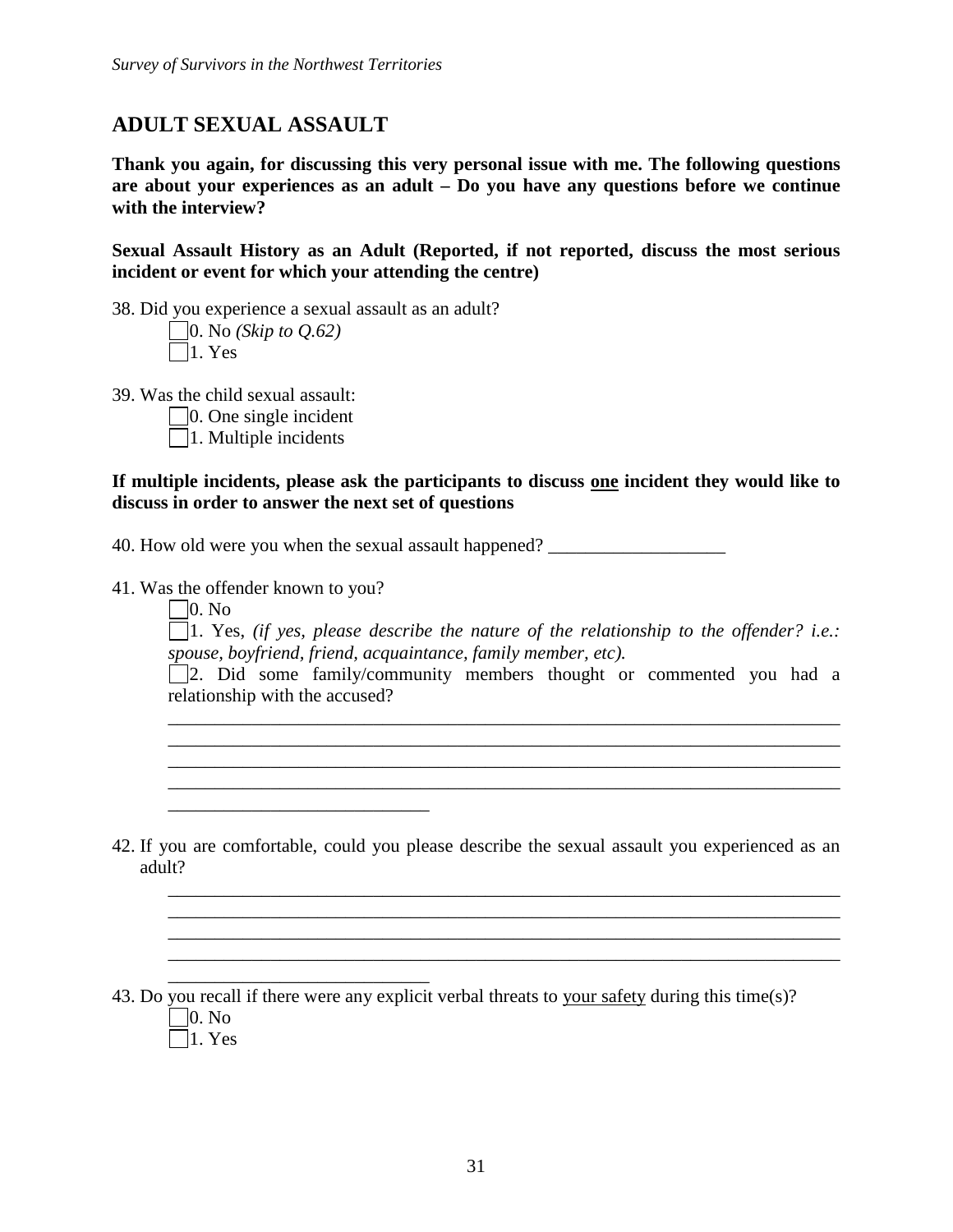## ADULT SEXUAL ASSAULT

**Thank you again, for discussing this very personal issue with me. The following questions are about your experiences as an adult – Do you have any questions before we continue with the interview?**

**Sexual Assault History as an Adult (Reported, if not reported, discuss the most serious incident or event for which your attending the centre)**

38. Did you experience a sexual assault as an adult?

☐ 0. No *(Skip to Q.62)*
☐ 1. Yes

39. Was the child sexual assault:

☐ 0. One single incident
☐ 1. Multiple incidents

**If multiple incidents, please ask the participants to discuss <u>one</u> incident they would like to discuss in order to answer the next set of questions**

40. How old were you when the sexual assault happened? ___________________

41. Was the offender known to you?

☐ 0. No
☐ 1. Yes, *(if yes, please describe the nature of the relationship to the offender? i.e.: spouse, boyfriend, friend, acquaintance, family member, etc).*
☐ 2. Did some family/community members thought or commented you had a relationship with the accused?

________________________________________________________________________
________________________________________________________________________
________________________________________________________________________
________________________________________________________________________
____________________________

42. If you are comfortable, could you please describe the sexual assault you experienced as an adult?

________________________________________________________________________
________________________________________________________________________
________________________________________________________________________
________________________________________________________________________
____________________________

43. Do you recall if there were any explicit verbal threats to <u>your safety</u> during this time(s)?

☐ 0. No
☐ 1. Yes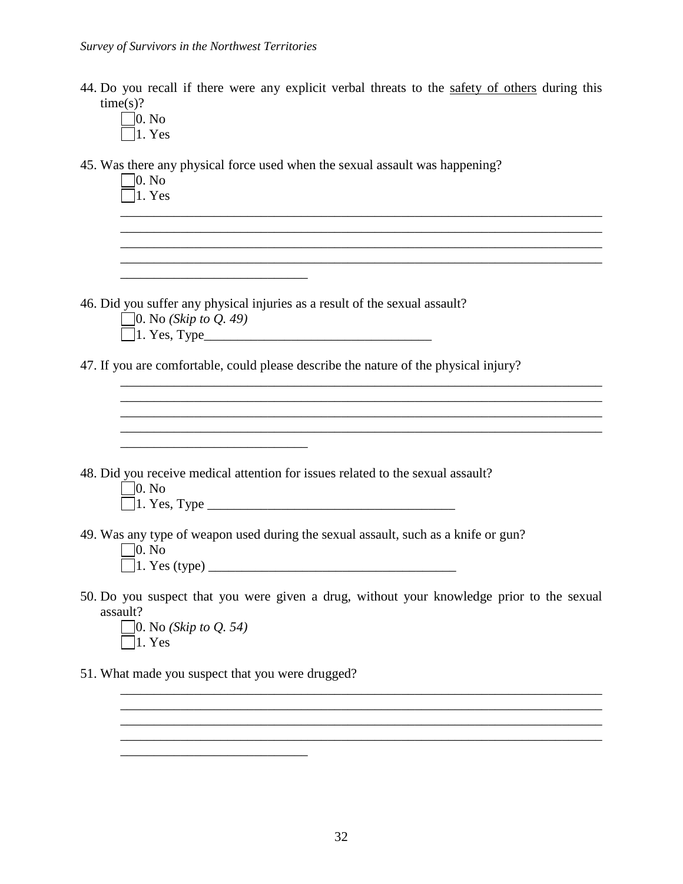44. Do you recall if there were any explicit verbal threats to the safety of others during this time(s)?

   ☐ 0. No
   ☐ 1. Yes

45. Was there any physical force used when the sexual assault was happening?

   ☐ 0. No
   ☐ 1. Yes

   ________________________________________________________________________
   ________________________________________________________________________
   ________________________________________________________________________
   ________________________________________________________________________
   ____________________________

46. Did you suffer any physical injuries as a result of the sexual assault?

   ☐ 0. No *(Skip to Q. 49)*
   ☐ 1. Yes, Type__________________________________

47. If you are comfortable, could please describe the nature of the physical injury?

   ________________________________________________________________________
   ________________________________________________________________________
   ________________________________________________________________________
   ________________________________________________________________________
   ____________________________

48. Did you receive medical attention for issues related to the sexual assault?

   ☐ 0. No
   ☐ 1. Yes, Type ____________________________________

49. Was any type of weapon used during the sexual assault, such as a knife or gun?

   ☐ 0. No
   ☐ 1. Yes (type) ____________________________________

50. Do you suspect that you were given a drug, without your knowledge prior to the sexual assault?

   ☐ 0. No *(Skip to Q. 54)*
   ☐ 1. Yes

51. What made you suspect that you were drugged?

   ________________________________________________________________________
   ________________________________________________________________________
   ________________________________________________________________________
   ________________________________________________________________________
   ____________________________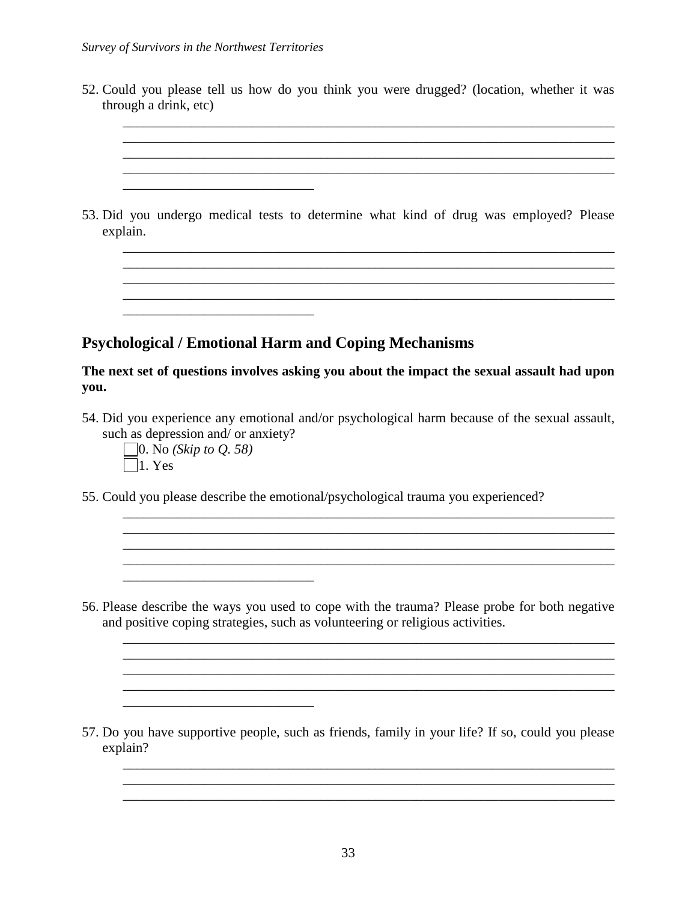52. Could you please tell us how do you think you were drugged? (location, whether it was through a drink, etc)

    ______________________________________________________________________
    ______________________________________________________________________
    ______________________________________________________________________
    ______________________________________________________________________
    ____________________________

53. Did you undergo medical tests to determine what kind of drug was employed? Please explain.

    ______________________________________________________________________
    ______________________________________________________________________
    ______________________________________________________________________
    ______________________________________________________________________
    ____________________________

## Psychological / Emotional Harm and Coping Mechanisms

**The next set of questions involves asking you about the impact the sexual assault had upon you.**

54. Did you experience any emotional and/or psychological harm because of the sexual assault, such as depression and/ or anxiety?

    ☐ 0. No *(Skip to Q. 58)*
    ☐ 1. Yes

55. Could you please describe the emotional/psychological trauma you experienced?

    ______________________________________________________________________
    ______________________________________________________________________
    ______________________________________________________________________
    ______________________________________________________________________
    ____________________________

56. Please describe the ways you used to cope with the trauma? Please probe for both negative and positive coping strategies, such as volunteering or religious activities.

    ______________________________________________________________________
    ______________________________________________________________________
    ______________________________________________________________________
    ______________________________________________________________________
    ____________________________

57. Do you have supportive people, such as friends, family in your life? If so, could you please explain?

    ______________________________________________________________________
    ______________________________________________________________________
    ______________________________________________________________________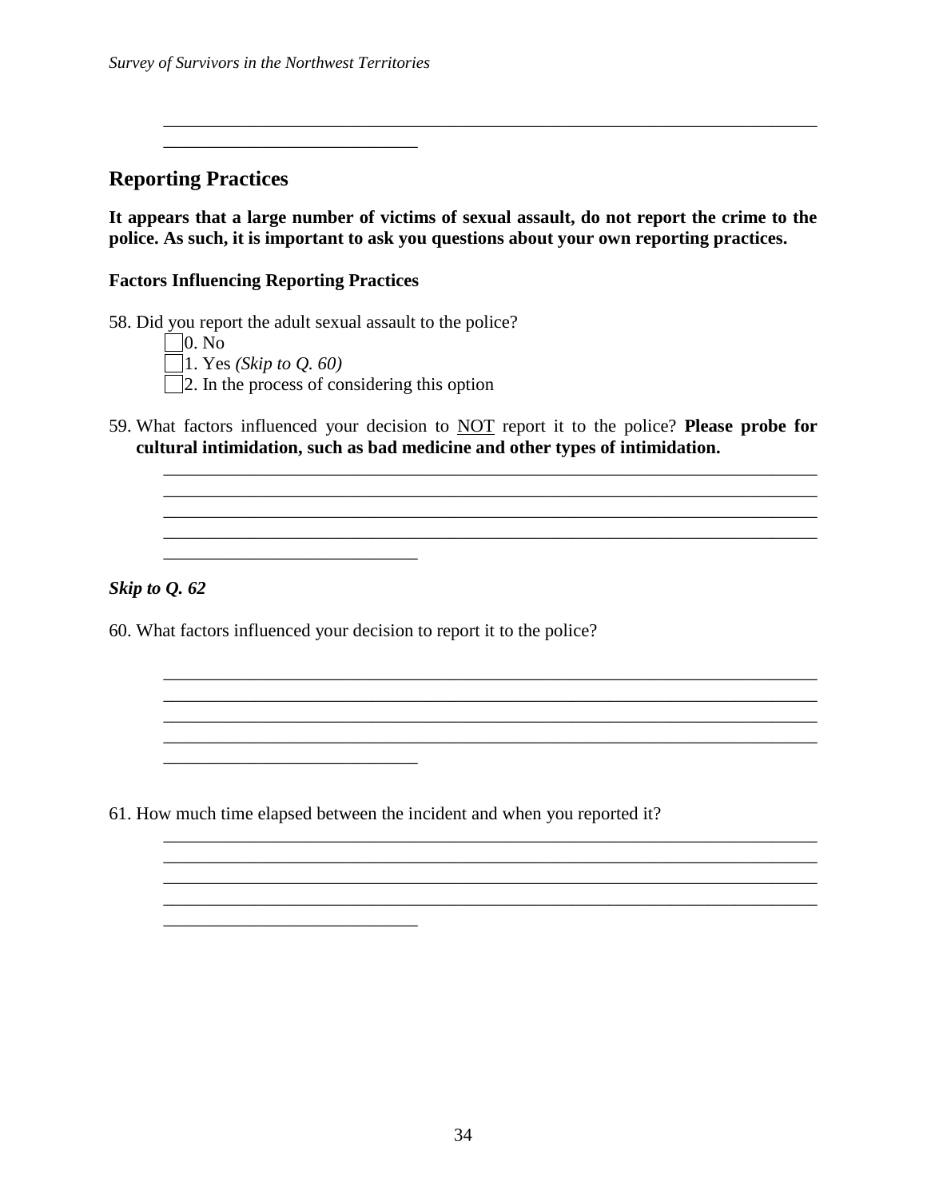______________________________________________________________________________
______________________________

## Reporting Practices

**It appears that a large number of victims of sexual assault, do not report the crime to the police. As such, it is important to ask you questions about your own reporting practices.**

### Factors Influencing Reporting Practices

58. Did you report the adult sexual assault to the police?
    - ☐ 0. No
    - ☐ 1. Yes *(Skip to Q. 60)*
    - ☐ 2. In the process of considering this option

59. What factors influenced your decision to <u>NOT</u> report it to the police? **Please probe for cultural intimidation, such as bad medicine and other types of intimidation.**

    ______________________________________________________________________________
    ______________________________________________________________________________
    ______________________________________________________________________________
    ______________________________________________________________________________
    ______________________________

***Skip to Q. 62***

60. What factors influenced your decision to report it to the police?

    ______________________________________________________________________________
    ______________________________________________________________________________
    ______________________________________________________________________________
    ______________________________________________________________________________
    ______________________________

61. How much time elapsed between the incident and when you reported it?

    ______________________________________________________________________________
    ______________________________________________________________________________
    ______________________________________________________________________________
    ______________________________________________________________________________
    ______________________________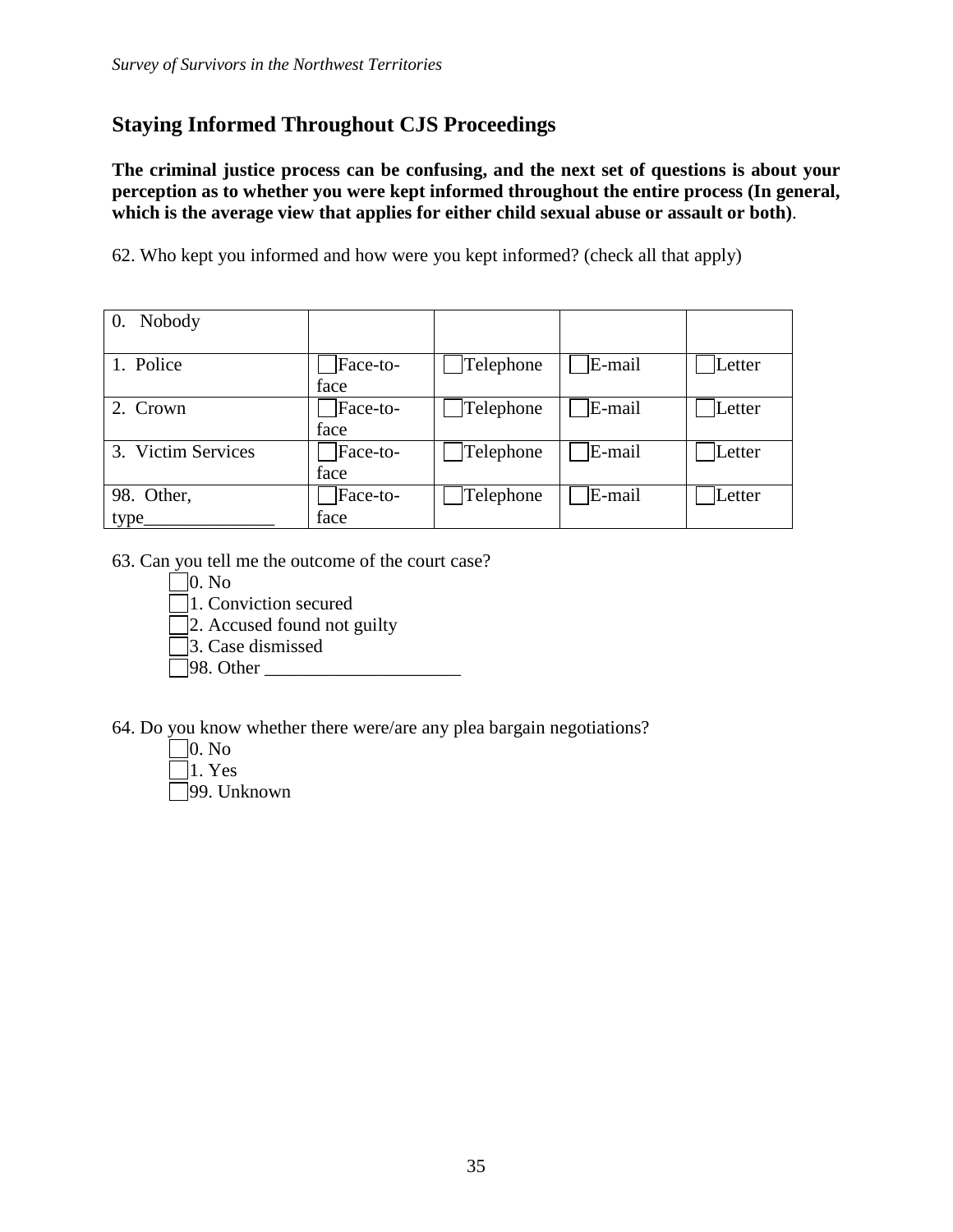## Staying Informed Throughout CJS Proceedings

**The criminal justice process can be confusing, and the next set of questions is about your perception as to whether you were kept informed throughout the entire process (In general, which is the average view that applies for either child sexual abuse or assault or both)**.

62. Who kept you informed and how were you kept informed? (check all that apply)

| | | | | |
|---|---|---|---|---|
| 0. Nobody | | | | |
| 1. Police | ☐ Face-to-face | ☐ Telephone | ☐ E-mail | ☐ Letter |
| 2. Crown | ☐ Face-to-face | ☐ Telephone | ☐ E-mail | ☐ Letter |
| 3. Victim Services | ☐ Face-to-face | ☐ Telephone | ☐ E-mail | ☐ Letter |
| 98. Other, type______________ | ☐ Face-to-face | ☐ Telephone | ☐ E-mail | ☐ Letter |

63. Can you tell me the outcome of the court case?

- ☐ 0. No
- ☐ 1. Conviction secured
- ☐ 2. Accused found not guilty
- ☐ 3. Case dismissed
- ☐ 98. Other _____________________

64. Do you know whether there were/are any plea bargain negotiations?

- ☐ 0. No
- ☐ 1. Yes
- ☐ 99. Unknown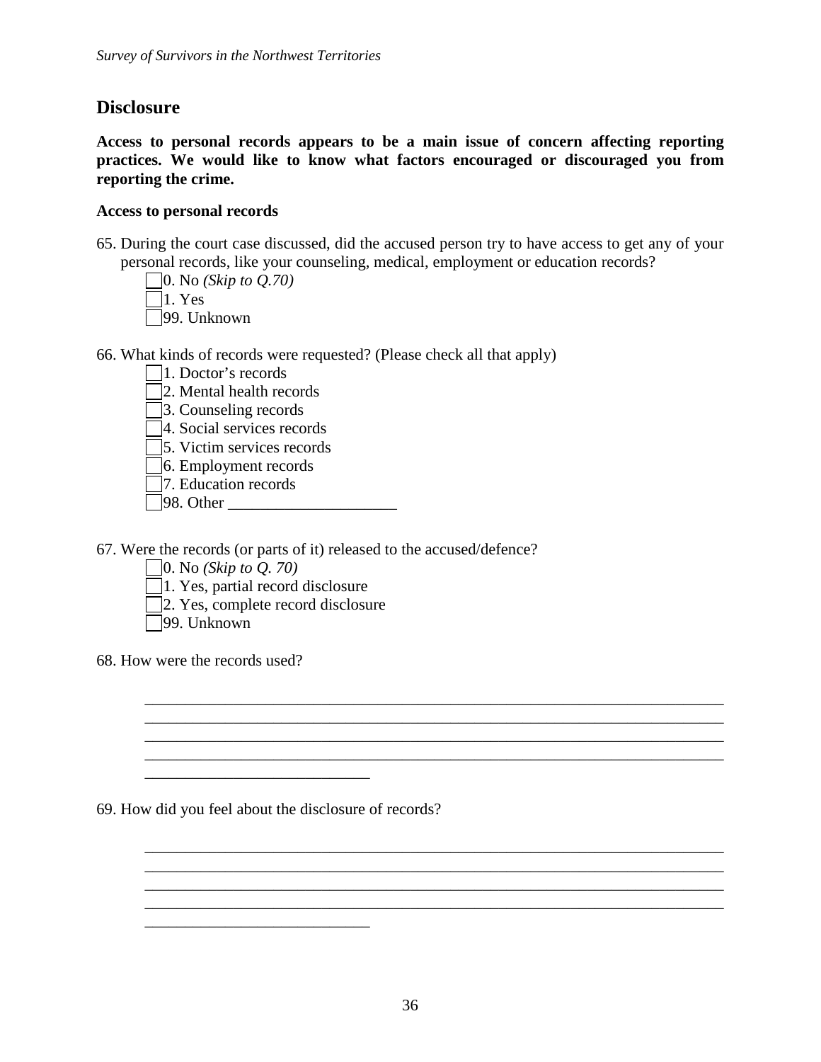## Disclosure

**Access to personal records appears to be a main issue of concern affecting reporting practices. We would like to know what factors encouraged or discouraged you from reporting the crime.**

**Access to personal records**

65. During the court case discussed, did the accused person try to have access to get any of your personal records, like your counseling, medical, employment or education records?
    - ☐ 0. No *(Skip to Q.70)*
    - ☐ 1. Yes
    - ☐ 99. Unknown

66. What kinds of records were requested? (Please check all that apply)
    - ☐ 1. Doctor's records
    - ☐ 2. Mental health records
    - ☐ 3. Counseling records
    - ☐ 4. Social services records
    - ☐ 5. Victim services records
    - ☐ 6. Employment records
    - ☐ 7. Education records
    - ☐ 98. Other _____________________

67. Were the records (or parts of it) released to the accused/defence?
    - ☐ 0. No *(Skip to Q. 70)*
    - ☐ 1. Yes, partial record disclosure
    - ☐ 2. Yes, complete record disclosure
    - ☐ 99. Unknown

68. How were the records used?

    ___________________________________________________________________________
    ___________________________________________________________________________
    ___________________________________________________________________________
    ___________________________________________________________________________
    ____________________________

69. How did you feel about the disclosure of records?

    ___________________________________________________________________________
    ___________________________________________________________________________
    ___________________________________________________________________________
    ___________________________________________________________________________
    ____________________________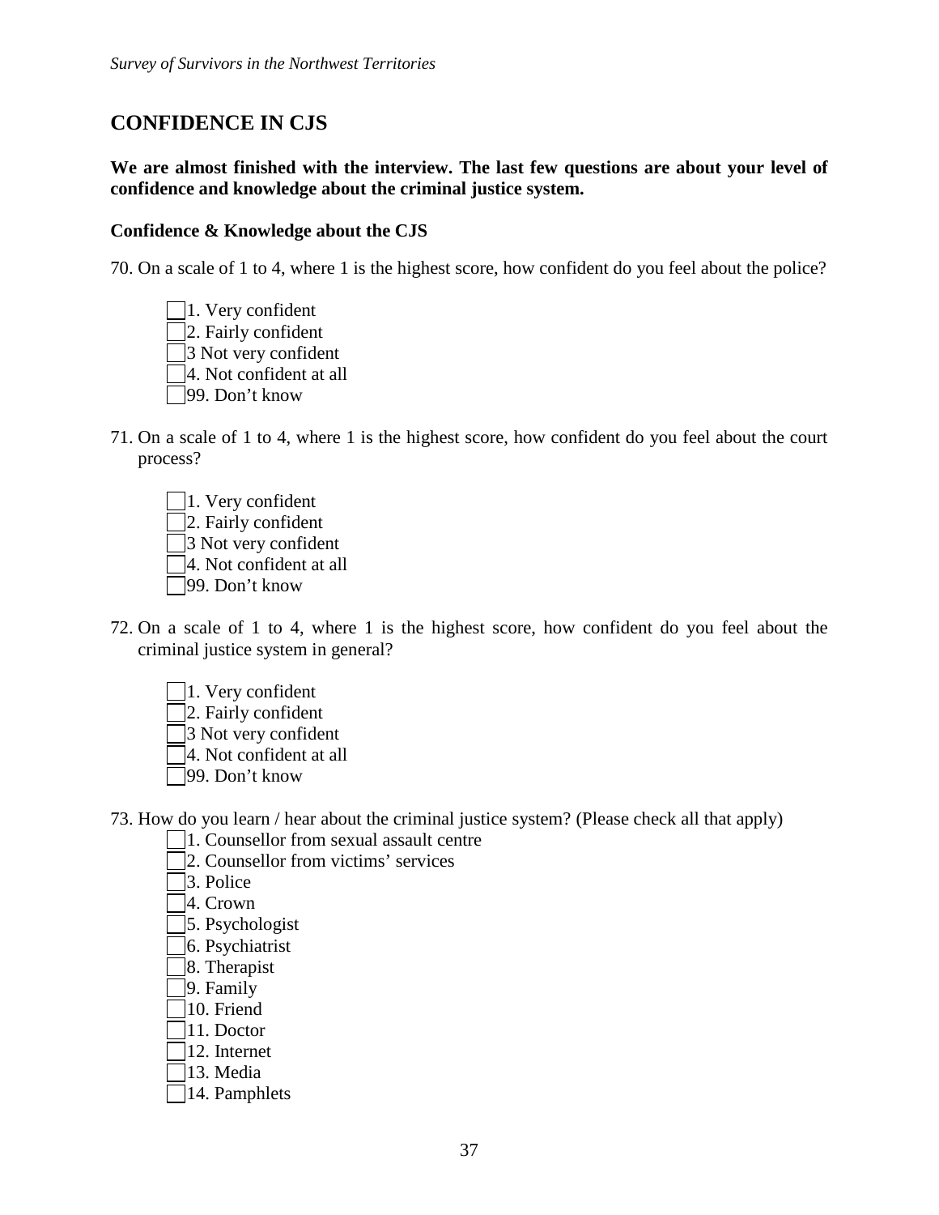## CONFIDENCE IN CJS

**We are almost finished with the interview. The last few questions are about your level of confidence and knowledge about the criminal justice system.**

**Confidence & Knowledge about the CJS**

70. On a scale of 1 to 4, where 1 is the highest score, how confident do you feel about the police?

- [ ] 1. Very confident
- [ ] 2. Fairly confident
- [ ] 3 Not very confident
- [ ] 4. Not confident at all
- [ ] 99. Don't know

71. On a scale of 1 to 4, where 1 is the highest score, how confident do you feel about the court process?

- [ ] 1. Very confident
- [ ] 2. Fairly confident
- [ ] 3 Not very confident
- [ ] 4. Not confident at all
- [ ] 99. Don't know

72. On a scale of 1 to 4, where 1 is the highest score, how confident do you feel about the criminal justice system in general?

- [ ] 1. Very confident
- [ ] 2. Fairly confident
- [ ] 3 Not very confident
- [ ] 4. Not confident at all
- [ ] 99. Don't know

73. How do you learn / hear about the criminal justice system? (Please check all that apply)

- [ ] 1. Counsellor from sexual assault centre
- [ ] 2. Counsellor from victims' services
- [ ] 3. Police
- [ ] 4. Crown
- [ ] 5. Psychologist
- [ ] 6. Psychiatrist
- [ ] 8. Therapist
- [ ] 9. Family
- [ ] 10. Friend
- [ ] 11. Doctor
- [ ] 12. Internet
- [ ] 13. Media
- [ ] 14. Pamphlets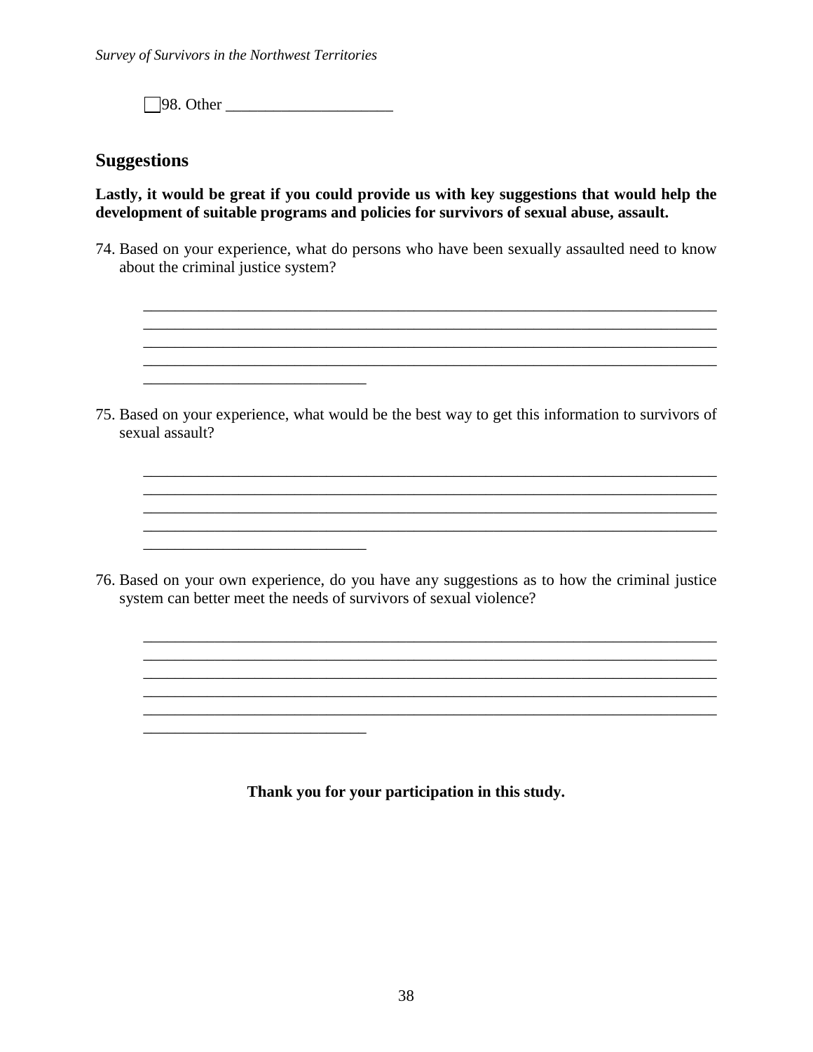☐ 98. Other _____________________

## Suggestions

**Lastly, it would be great if you could provide us with key suggestions that would help the development of suitable programs and policies for survivors of sexual abuse, assault.**

74. Based on your experience, what do persons who have been sexually assaulted need to know about the criminal justice system?

    ___________________________________________________________________________
    ___________________________________________________________________________
    ___________________________________________________________________________
    ___________________________________________________________________________
    ____________________________

75. Based on your experience, what would be the best way to get this information to survivors of sexual assault?

    ___________________________________________________________________________
    ___________________________________________________________________________
    ___________________________________________________________________________
    ___________________________________________________________________________
    ____________________________

76. Based on your own experience, do you have any suggestions as to how the criminal justice system can better meet the needs of survivors of sexual violence?

    ___________________________________________________________________________
    ___________________________________________________________________________
    ___________________________________________________________________________
    ___________________________________________________________________________
    ___________________________________________________________________________
    ____________________________

**Thank you for your participation in this study.**